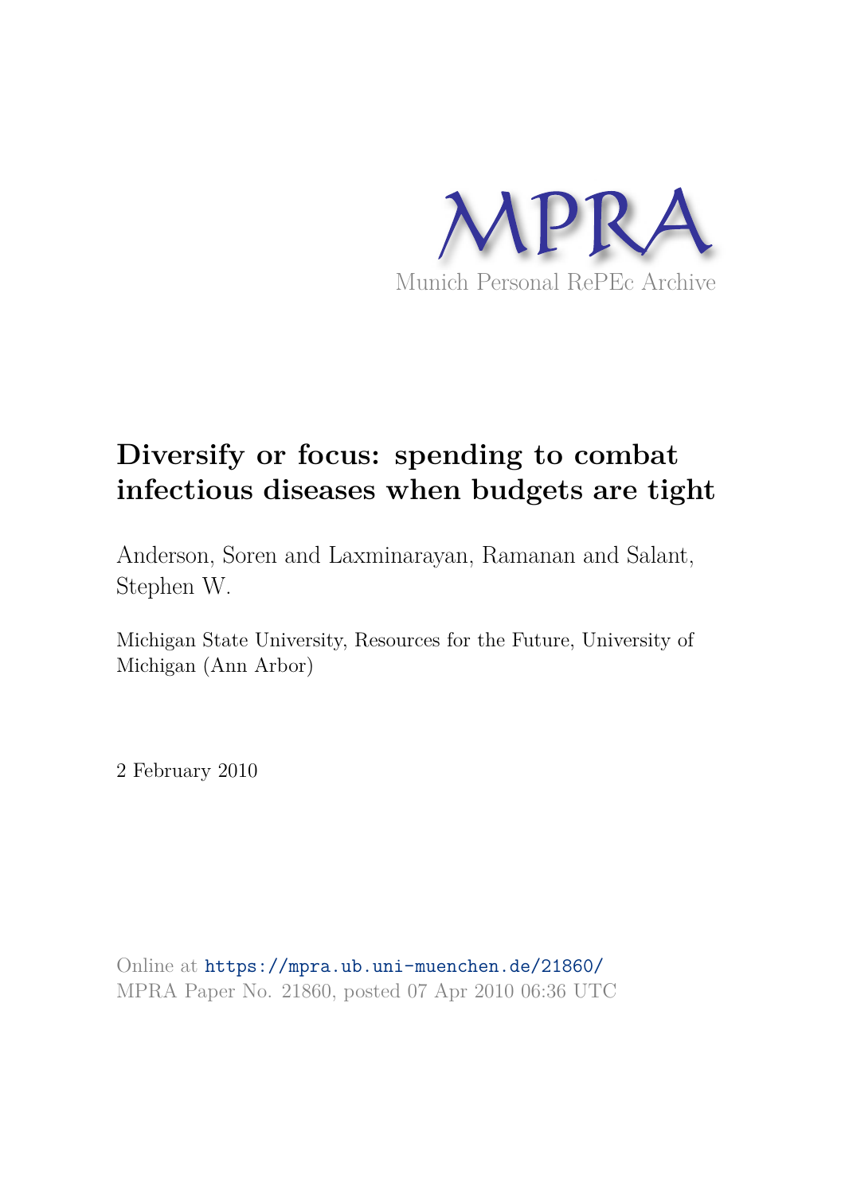MPRA

Munich Personal RePEc Archive

# Diversify or focus: spending to combat infectious diseases when budgets are tight

Anderson, Soren and Laxminarayan, Ramanan and Salant, Stephen W.

Michigan State University, Resources for the Future, University of Michigan (Ann Arbor)

2 February 2010

Online at https://mpra.ub.uni-muenchen.de/21860/
MPRA Paper No. 21860, posted 07 Apr 2010 06:36 UTC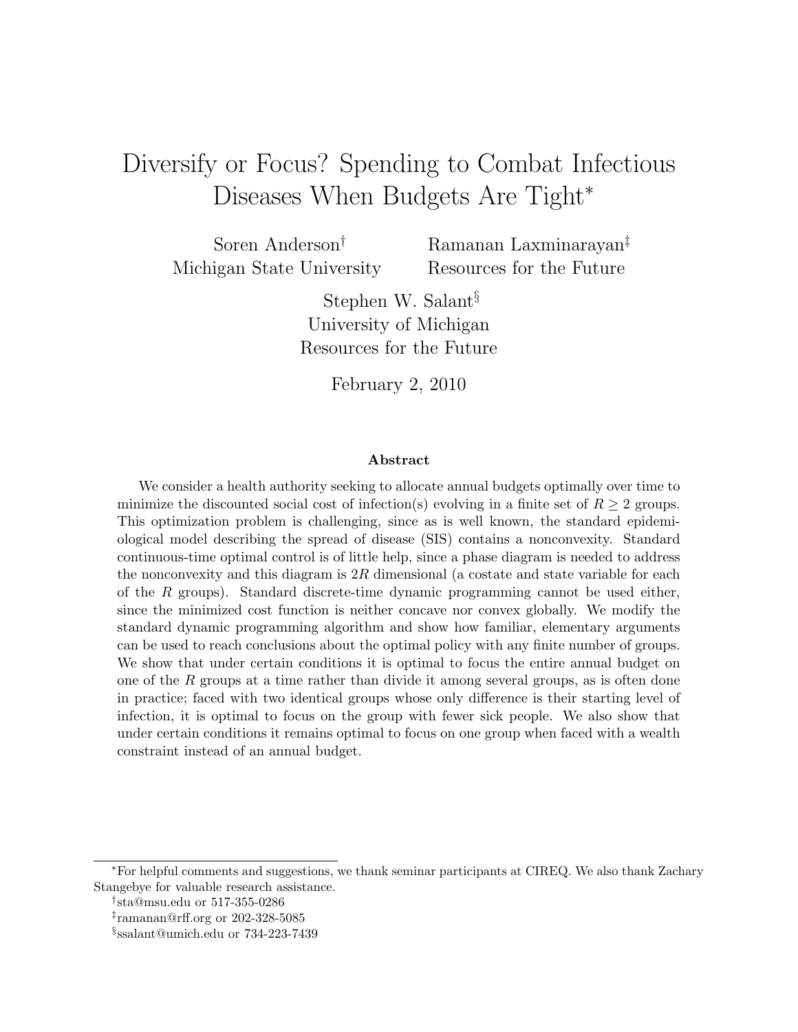# Diversify or Focus? Spending to Combat Infectious Diseases When Budgets Are Tight[*]

Soren Anderson[†]
Michigan State University

Ramanan Laxminarayan[‡]
Resources for the Future

Stephen W. Salant[§]
University of Michigan
Resources for the Future

February 2, 2010

### Abstract

We consider a health authority seeking to allocate annual budgets optimally over time to minimize the discounted social cost of infection(s) evolving in a finite set of $R \geq 2$ groups. This optimization problem is challenging, since as is well known, the standard epidemiological model describing the spread of disease (SIS) contains a nonconvexity. Standard continuous-time optimal control is of little help, since a phase diagram is needed to address the nonconvexity and this diagram is $2R$ dimensional (a costate and state variable for each of the $R$ groups). Standard discrete-time dynamic programming cannot be used either, since the minimized cost function is neither concave nor convex globally. We modify the standard dynamic programming algorithm and show how familiar, elementary arguments can be used to reach conclusions about the optimal policy with any finite number of groups. We show that under certain conditions it is optimal to focus the entire annual budget on one of the $R$ groups at a time rather than divide it among several groups, as is often done in practice; faced with two identical groups whose only difference is their starting level of infection, it is optimal to focus on the group with fewer sick people. We also show that under certain conditions it remains optimal to focus on one group when faced with a wealth constraint instead of an annual budget.

---

[*]For helpful comments and suggestions, we thank seminar participants at CIREQ. We also thank Zachary Stangebye for valuable research assistance.

[†]sta@msu.edu or 517-355-0286

[‡]ramanan@rff.org or 202-328-5085

[§]ssalant@umich.edu or 734-223-7439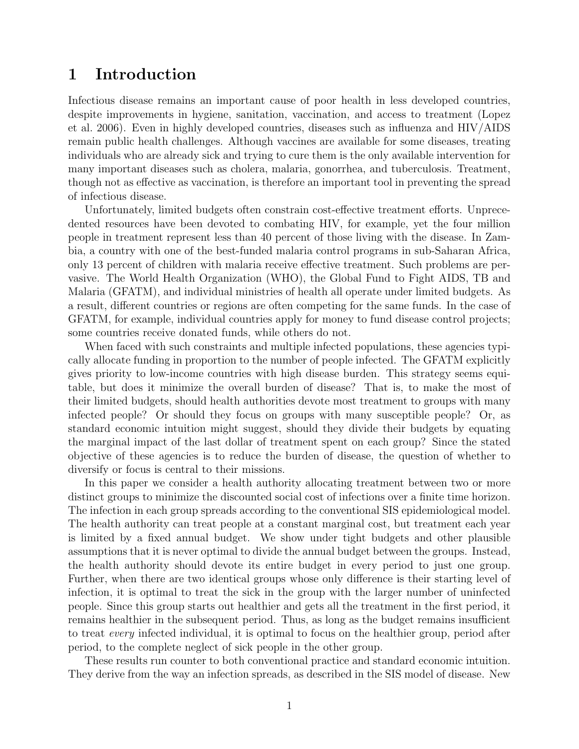# 1 Introduction

Infectious disease remains an important cause of poor health in less developed countries, despite improvements in hygiene, sanitation, vaccination, and access to treatment (Lopez et al. 2006). Even in highly developed countries, diseases such as influenza and HIV/AIDS remain public health challenges. Although vaccines are available for some diseases, treating individuals who are already sick and trying to cure them is the only available intervention for many important diseases such as cholera, malaria, gonorrhea, and tuberculosis. Treatment, though not as effective as vaccination, is therefore an important tool in preventing the spread of infectious disease.

Unfortunately, limited budgets often constrain cost-effective treatment efforts. Unprecedented resources have been devoted to combating HIV, for example, yet the four million people in treatment represent less than 40 percent of those living with the disease. In Zambia, a country with one of the best-funded malaria control programs in sub-Saharan Africa, only 13 percent of children with malaria receive effective treatment. Such problems are pervasive. The World Health Organization (WHO), the Global Fund to Fight AIDS, TB and Malaria (GFATM), and individual ministries of health all operate under limited budgets. As a result, different countries or regions are often competing for the same funds. In the case of GFATM, for example, individual countries apply for money to fund disease control projects; some countries receive donated funds, while others do not.

When faced with such constraints and multiple infected populations, these agencies typically allocate funding in proportion to the number of people infected. The GFATM explicitly gives priority to low-income countries with high disease burden. This strategy seems equitable, but does it minimize the overall burden of disease? That is, to make the most of their limited budgets, should health authorities devote most treatment to groups with many infected people? Or should they focus on groups with many susceptible people? Or, as standard economic intuition might suggest, should they divide their budgets by equating the marginal impact of the last dollar of treatment spent on each group? Since the stated objective of these agencies is to reduce the burden of disease, the question of whether to diversify or focus is central to their missions.

In this paper we consider a health authority allocating treatment between two or more distinct groups to minimize the discounted social cost of infections over a finite time horizon. The infection in each group spreads according to the conventional SIS epidemiological model. The health authority can treat people at a constant marginal cost, but treatment each year is limited by a fixed annual budget. We show under tight budgets and other plausible assumptions that it is never optimal to divide the annual budget between the groups. Instead, the health authority should devote its entire budget in every period to just one group. Further, when there are two identical groups whose only difference is their starting level of infection, it is optimal to treat the sick in the group with the larger number of uninfected people. Since this group starts out healthier and gets all the treatment in the first period, it remains healthier in the subsequent period. Thus, as long as the budget remains insufficient to treat *every* infected individual, it is optimal to focus on the healthier group, period after period, to the complete neglect of sick people in the other group.

These results run counter to both conventional practice and standard economic intuition. They derive from the way an infection spreads, as described in the SIS model of disease. New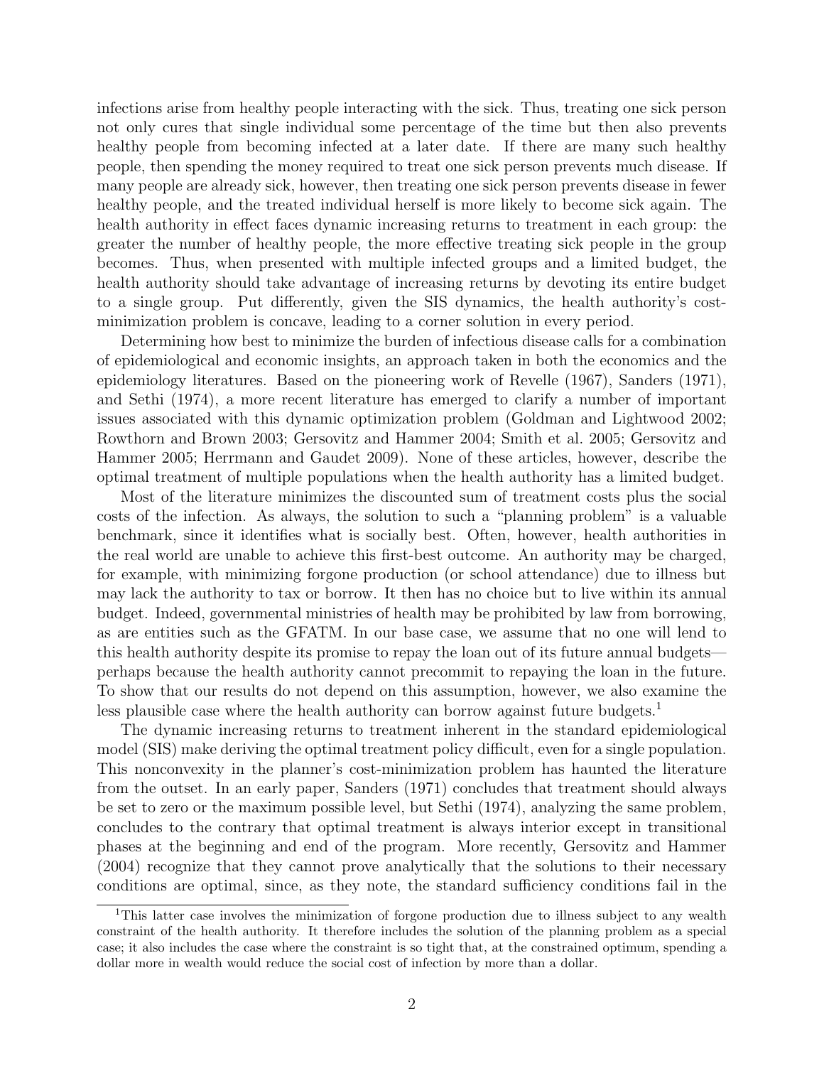infections arise from healthy people interacting with the sick. Thus, treating one sick person not only cures that single individual some percentage of the time but then also prevents healthy people from becoming infected at a later date. If there are many such healthy people, then spending the money required to treat one sick person prevents much disease. If many people are already sick, however, then treating one sick person prevents disease in fewer healthy people, and the treated individual herself is more likely to become sick again. The health authority in effect faces dynamic increasing returns to treatment in each group: the greater the number of healthy people, the more effective treating sick people in the group becomes. Thus, when presented with multiple infected groups and a limited budget, the health authority should take advantage of increasing returns by devoting its entire budget to a single group. Put differently, given the SIS dynamics, the health authority's cost-minimization problem is concave, leading to a corner solution in every period.

Determining how best to minimize the burden of infectious disease calls for a combination of epidemiological and economic insights, an approach taken in both the economics and the epidemiology literatures. Based on the pioneering work of Revelle (1967), Sanders (1971), and Sethi (1974), a more recent literature has emerged to clarify a number of important issues associated with this dynamic optimization problem (Goldman and Lightwood 2002; Rowthorn and Brown 2003; Gersovitz and Hammer 2004; Smith et al. 2005; Gersovitz and Hammer 2005; Herrmann and Gaudet 2009). None of these articles, however, describe the optimal treatment of multiple populations when the health authority has a limited budget.

Most of the literature minimizes the discounted sum of treatment costs plus the social costs of the infection. As always, the solution to such a "planning problem" is a valuable benchmark, since it identifies what is socially best. Often, however, health authorities in the real world are unable to achieve this first-best outcome. An authority may be charged, for example, with minimizing forgone production (or school attendance) due to illness but may lack the authority to tax or borrow. It then has no choice but to live within its annual budget. Indeed, governmental ministries of health may be prohibited by law from borrowing, as are entities such as the GFATM. In our base case, we assume that no one will lend to this health authority despite its promise to repay the loan out of its future annual budgets—perhaps because the health authority cannot precommit to repaying the loan in the future. To show that our results do not depend on this assumption, however, we also examine the less plausible case where the health authority can borrow against future budgets.[1]

The dynamic increasing returns to treatment inherent in the standard epidemiological model (SIS) make deriving the optimal treatment policy difficult, even for a single population. This nonconvexity in the planner's cost-minimization problem has haunted the literature from the outset. In an early paper, Sanders (1971) concludes that treatment should always be set to zero or the maximum possible level, but Sethi (1974), analyzing the same problem, concludes to the contrary that optimal treatment is always interior except in transitional phases at the beginning and end of the program. More recently, Gersovitz and Hammer (2004) recognize that they cannot prove analytically that the solutions to their necessary conditions are optimal, since, as they note, the standard sufficiency conditions fail in the

[1] This latter case involves the minimization of forgone production due to illness subject to any wealth constraint of the health authority. It therefore includes the solution of the planning problem as a special case; it also includes the case where the constraint is so tight that, at the constrained optimum, spending a dollar more in wealth would reduce the social cost of infection by more than a dollar.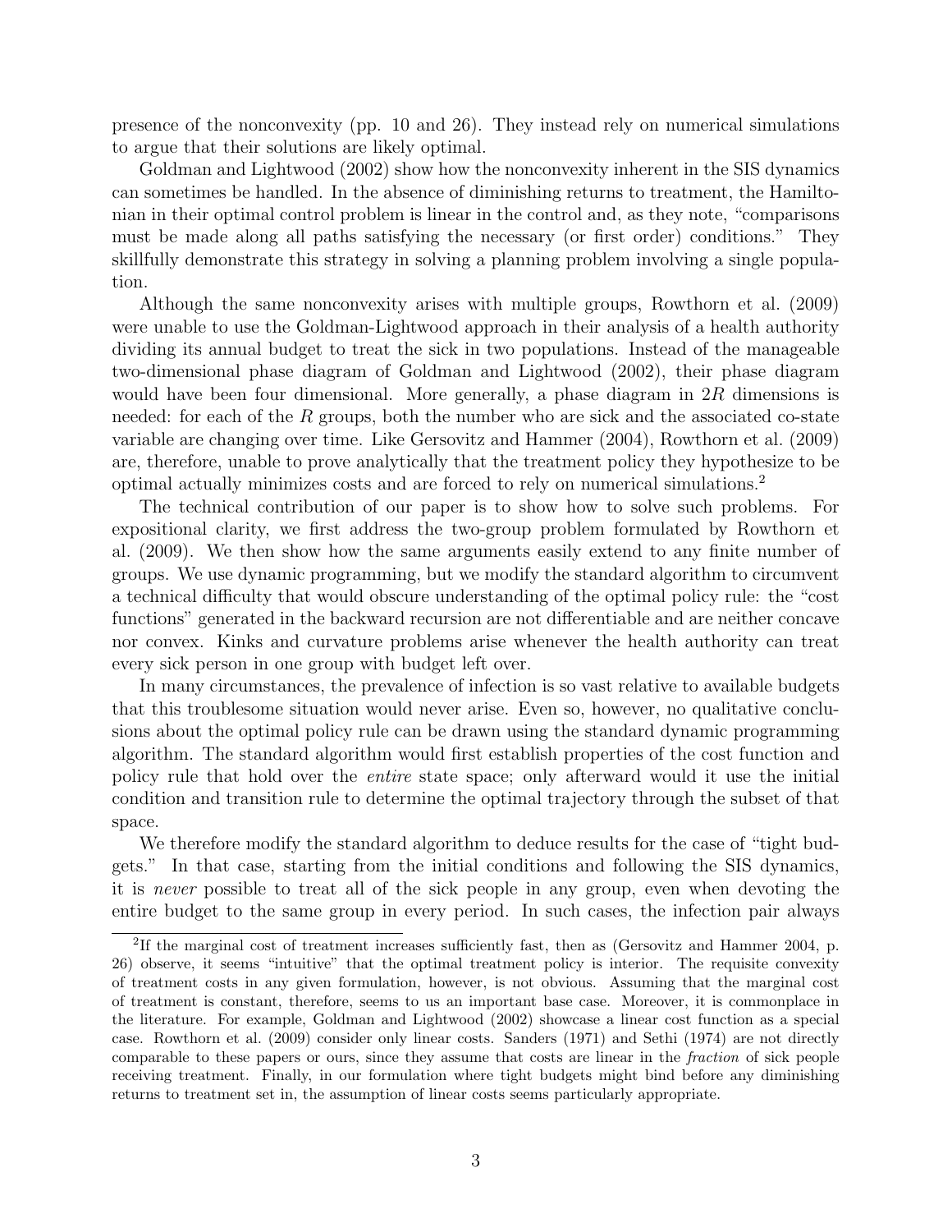presence of the nonconvexity (pp. 10 and 26). They instead rely on numerical simulations to argue that their solutions are likely optimal.

Goldman and Lightwood (2002) show how the nonconvexity inherent in the SIS dynamics can sometimes be handled. In the absence of diminishing returns to treatment, the Hamiltonian in their optimal control problem is linear in the control and, as they note, "comparisons must be made along all paths satisfying the necessary (or first order) conditions." They skillfully demonstrate this strategy in solving a planning problem involving a single population.

Although the same nonconvexity arises with multiple groups, Rowthorn et al. (2009) were unable to use the Goldman-Lightwood approach in their analysis of a health authority dividing its annual budget to treat the sick in two populations. Instead of the manageable two-dimensional phase diagram of Goldman and Lightwood (2002), their phase diagram would have been four dimensional. More generally, a phase diagram in $2R$ dimensions is needed: for each of the $R$ groups, both the number who are sick and the associated co-state variable are changing over time. Like Gersovitz and Hammer (2004), Rowthorn et al. (2009) are, therefore, unable to prove analytically that the treatment policy they hypothesize to be optimal actually minimizes costs and are forced to rely on numerical simulations.[2]

The technical contribution of our paper is to show how to solve such problems. For expositional clarity, we first address the two-group problem formulated by Rowthorn et al. (2009). We then show how the same arguments easily extend to any finite number of groups. We use dynamic programming, but we modify the standard algorithm to circumvent a technical difficulty that would obscure understanding of the optimal policy rule: the "cost functions" generated in the backward recursion are not differentiable and are neither concave nor convex. Kinks and curvature problems arise whenever the health authority can treat every sick person in one group with budget left over.

In many circumstances, the prevalence of infection is so vast relative to available budgets that this troublesome situation would never arise. Even so, however, no qualitative conclusions about the optimal policy rule can be drawn using the standard dynamic programming algorithm. The standard algorithm would first establish properties of the cost function and policy rule that hold over the *entire* state space; only afterward would it use the initial condition and transition rule to determine the optimal trajectory through the subset of that space.

We therefore modify the standard algorithm to deduce results for the case of "tight budgets." In that case, starting from the initial conditions and following the SIS dynamics, it is *never* possible to treat all of the sick people in any group, even when devoting the entire budget to the same group in every period. In such cases, the infection pair always

[2] If the marginal cost of treatment increases sufficiently fast, then as (Gersovitz and Hammer 2004, p. 26) observe, it seems "intuitive" that the optimal treatment policy is interior. The requisite convexity of treatment costs in any given formulation, however, is not obvious. Assuming that the marginal cost of treatment is constant, therefore, seems to us an important base case. Moreover, it is commonplace in the literature. For example, Goldman and Lightwood (2002) showcase a linear cost function as a special case. Rowthorn et al. (2009) consider only linear costs. Sanders (1971) and Sethi (1974) are not directly comparable to these papers or ours, since they assume that costs are linear in the *fraction* of sick people receiving treatment. Finally, in our formulation where tight budgets might bind before any diminishing returns to treatment set in, the assumption of linear costs seems particularly appropriate.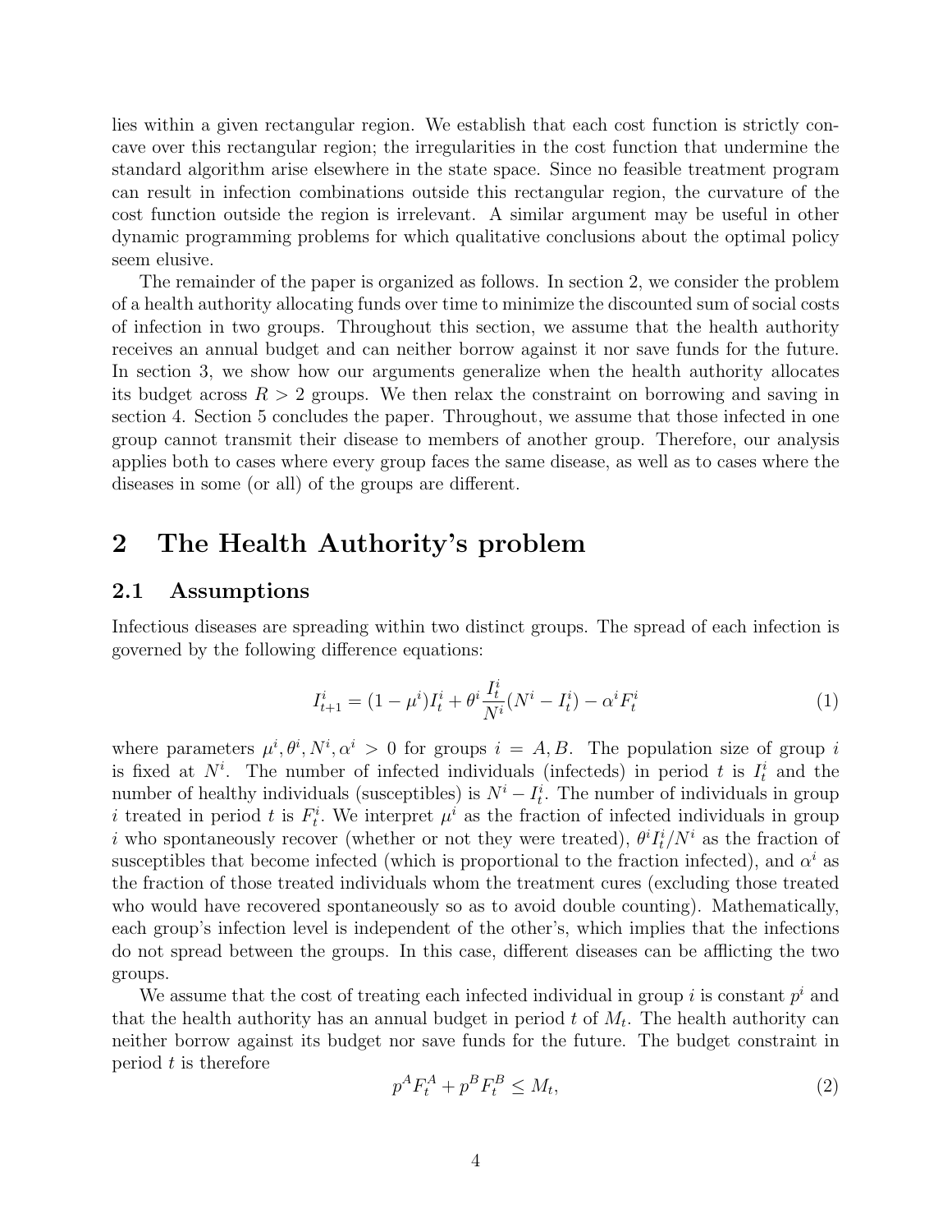lies within a given rectangular region. We establish that each cost function is strictly concave over this rectangular region; the irregularities in the cost function that undermine the standard algorithm arise elsewhere in the state space. Since no feasible treatment program can result in infection combinations outside this rectangular region, the curvature of the cost function outside the region is irrelevant. A similar argument may be useful in other dynamic programming problems for which qualitative conclusions about the optimal policy seem elusive.

The remainder of the paper is organized as follows. In section 2, we consider the problem of a health authority allocating funds over time to minimize the discounted sum of social costs of infection in two groups. Throughout this section, we assume that the health authority receives an annual budget and can neither borrow against it nor save funds for the future. In section 3, we show how our arguments generalize when the health authority allocates its budget across $R > 2$ groups. We then relax the constraint on borrowing and saving in section 4. Section 5 concludes the paper. Throughout, we assume that those infected in one group cannot transmit their disease to members of another group. Therefore, our analysis applies both to cases where every group faces the same disease, as well as to cases where the diseases in some (or all) of the groups are different.

# 2 The Health Authority's problem

## 2.1 Assumptions

Infectious diseases are spreading within two distinct groups. The spread of each infection is governed by the following difference equations:

$$I^i_{t+1} = (1-\mu^i)I^i_t + \theta^i \frac{I^i_t}{N^i}(N^i - I^i_t) - \alpha^i F^i_t \tag{1}$$

where parameters $\mu^i, \theta^i, N^i, \alpha^i > 0$ for groups $i = A, B$. The population size of group $i$ is fixed at $N^i$. The number of infected individuals (infecteds) in period $t$ is $I^i_t$ and the number of healthy individuals (susceptibles) is $N^i - I^i_t$. The number of individuals in group $i$ treated in period $t$ is $F^i_t$. We interpret $\mu^i$ as the fraction of infected individuals in group $i$ who spontaneously recover (whether or not they were treated), $\theta^i I^i_t / N^i$ as the fraction of susceptibles that become infected (which is proportional to the fraction infected), and $\alpha^i$ as the fraction of those treated individuals whom the treatment cures (excluding those treated who would have recovered spontaneously so as to avoid double counting). Mathematically, each group's infection level is independent of the other's, which implies that the infections do not spread between the groups. In this case, different diseases can be afflicting the two groups.

We assume that the cost of treating each infected individual in group $i$ is constant $p^i$ and that the health authority has an annual budget in period $t$ of $M_t$. The health authority can neither borrow against its budget nor save funds for the future. The budget constraint in period $t$ is therefore

$$p^A F^A_t + p^B F^B_t \leq M_t, \tag{2}$$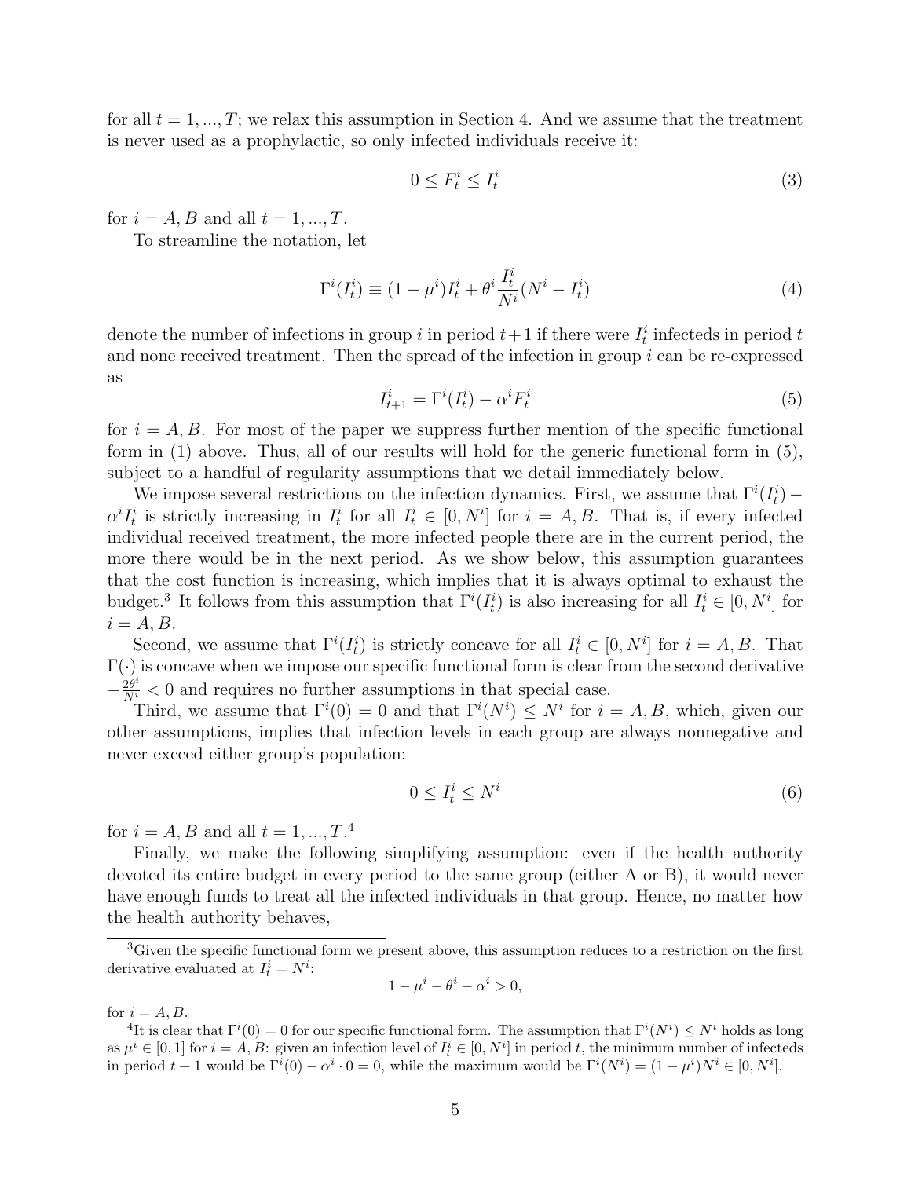for all $t = 1, ..., T$; we relax this assumption in Section 4. And we assume that the treatment is never used as a prophylactic, so only infected individuals receive it:

$$0 \leq F_t^i \leq I_t^i \tag{3}$$

for $i = A, B$ and all $t = 1, ..., T$.

To streamline the notation, let

$$\Gamma^i(I_t^i) \equiv (1 - \mu^i)I_t^i + \theta^i \frac{I_t^i}{N^i}(N^i - I_t^i) \tag{4}$$

denote the number of infections in group $i$ in period $t+1$ if there were $I_t^i$ infecteds in period $t$ and none received treatment. Then the spread of the infection in group $i$ can be re-expressed as

$$I_{t+1}^i = \Gamma^i(I_t^i) - \alpha^i F_t^i \tag{5}$$

for $i = A, B$. For most of the paper we suppress further mention of the specific functional form in (1) above. Thus, all of our results will hold for the generic functional form in (5), subject to a handful of regularity assumptions that we detail immediately below.

We impose several restrictions on the infection dynamics. First, we assume that $\Gamma^i(I_t^i) - \alpha^i I_t^i$ is strictly increasing in $I_t^i$ for all $I_t^i \in [0, N^i]$ for $i = A, B$. That is, if every infected individual received treatment, the more infected people there are in the current period, the more there would be in the next period. As we show below, this assumption guarantees that the cost function is increasing, which implies that it is always optimal to exhaust the budget.[3] It follows from this assumption that $\Gamma^i(I_t^i)$ is also increasing for all $I_t^i \in [0, N^i]$ for $i = A, B$.

Second, we assume that $\Gamma^i(I_t^i)$ is strictly concave for all $I_t^i \in [0, N^i]$ for $i = A, B$. That $\Gamma(\cdot)$ is concave when we impose our specific functional form is clear from the second derivative $-\frac{2\theta^i}{N^i} < 0$ and requires no further assumptions in that special case.

Third, we assume that $\Gamma^i(0) = 0$ and that $\Gamma^i(N^i) \leq N^i$ for $i = A, B$, which, given our other assumptions, implies that infection levels in each group are always nonnegative and never exceed either group's population:

$$0 \leq I_t^i \leq N^i \tag{6}$$

for $i = A, B$ and all $t = 1, ..., T$.[4]

Finally, we make the following simplifying assumption: even if the health authority devoted its entire budget in every period to the same group (either A or B), it would never have enough funds to treat all the infected individuals in that group. Hence, no matter how the health authority behaves,

[3] Given the specific functional form we present above, this assumption reduces to a restriction on the first derivative evaluated at $I_t^i = N^i$:

$$1 - \mu^i - \theta^i - \alpha^i > 0,$$

for $i = A, B$.

[4] It is clear that $\Gamma^i(0) = 0$ for our specific functional form. The assumption that $\Gamma^i(N^i) \leq N^i$ holds as long as $\mu^i \in [0, 1]$ for $i = A, B$: given an infection level of $I_t^i \in [0, N^i]$ in period $t$, the minimum number of infecteds in period $t + 1$ would be $\Gamma^i(0) - \alpha^i \cdot 0 = 0$, while the maximum would be $\Gamma^i(N^i) = (1 - \mu^i)N^i \in [0, N^i]$.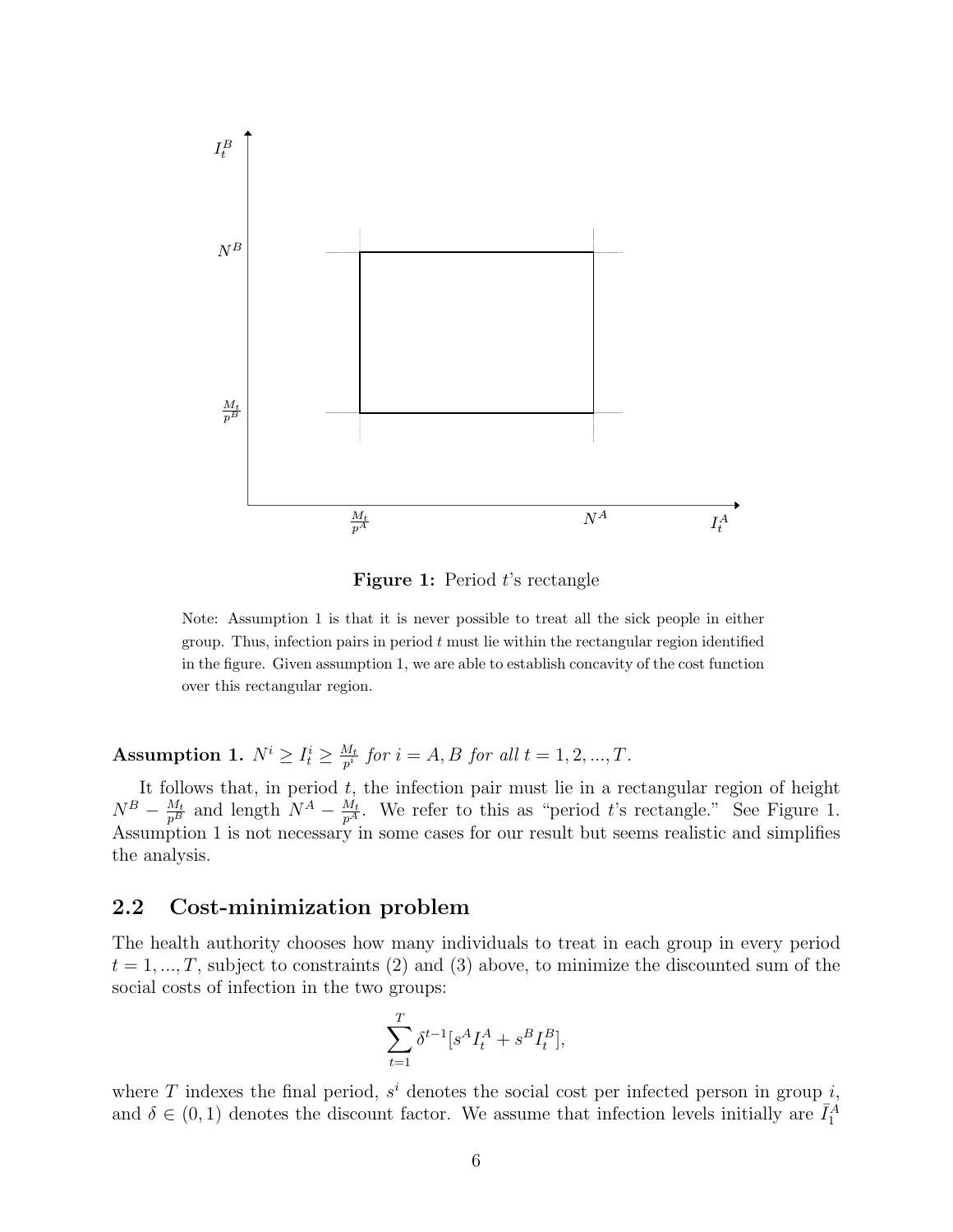**Figure 1:** Period $t$'s rectangle

Note: Assumption 1 is that it is never possible to treat all the sick people in either group. Thus, infection pairs in period $t$ must lie within the rectangular region identified in the figure. Given assumption 1, we are able to establish concavity of the cost function over this rectangular region.

**Assumption 1.** *$N^i \geq I_t^i \geq \frac{M_t}{p^i}$ for $i = A, B$ for all $t = 1, 2, ..., T$.*

It follows that, in period $t$, the infection pair must lie in a rectangular region of height $N^B - \frac{M_t}{p^B}$ and length $N^A - \frac{M_t}{p^A}$. We refer to this as "period $t$'s rectangle." See Figure 1. Assumption 1 is not necessary in some cases for our result but seems realistic and simplifies the analysis.

## 2.2 Cost-minimization problem

The health authority chooses how many individuals to treat in each group in every period $t = 1, ..., T$, subject to constraints (2) and (3) above, to minimize the discounted sum of the social costs of infection in the two groups:

$$\sum_{t=1}^{T} \delta^{t-1}[s^A I_t^A + s^B I_t^B],$$

where $T$ indexes the final period, $s^i$ denotes the social cost per infected person in group $i$, and $\delta \in (0, 1)$ denotes the discount factor. We assume that infection levels initially are $\bar{I}_1^A$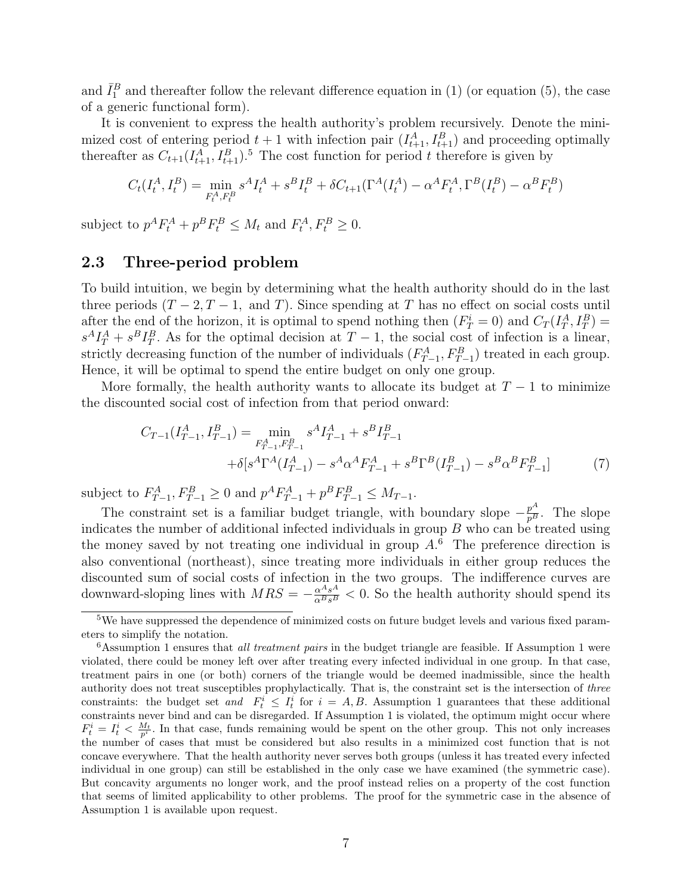and $\bar{I}_1^B$ and thereafter follow the relevant difference equation in (1) (or equation (5), the case of a generic functional form).

It is convenient to express the health authority's problem recursively. Denote the minimized cost of entering period $t+1$ with infection pair $(I_{t+1}^A, I_{t+1}^B)$ and proceeding optimally thereafter as $C_{t+1}(I_{t+1}^A, I_{t+1}^B)$.[5] The cost function for period $t$ therefore is given by

$$C_t(I_t^A, I_t^B) = \min_{F_t^A, F_t^B} s^A I_t^A + s^B I_t^B + \delta C_{t+1}(\Gamma^A(I_t^A) - \alpha^A F_t^A, \Gamma^B(I_t^B) - \alpha^B F_t^B)$$

subject to $p^A F_t^A + p^B F_t^B \leq M_t$ and $F_t^A, F_t^B \geq 0$.

## 2.3 Three-period problem

To build intuition, we begin by determining what the health authority should do in the last three periods ($T-2, T-1,$ and $T$). Since spending at $T$ has no effect on social costs until after the end of the horizon, it is optimal to spend nothing then ($F_T^i = 0$) and $C_T(I_T^A, I_T^B) = s^A I_T^A + s^B I_T^B$. As for the optimal decision at $T-1$, the social cost of infection is a linear, strictly decreasing function of the number of individuals $(F_{T-1}^A, F_{T-1}^B)$ treated in each group. Hence, it will be optimal to spend the entire budget on only one group.

More formally, the health authority wants to allocate its budget at $T-1$ to minimize the discounted social cost of infection from that period onward:

$$\begin{aligned} C_{T-1}(I_{T-1}^A, I_{T-1}^B) = \min_{F_{T-1}^A, F_{T-1}^B} & \; s^A I_{T-1}^A + s^B I_{T-1}^B \\ & + \delta[s^A \Gamma^A(I_{T-1}^A) - s^A \alpha^A F_{T-1}^A + s^B \Gamma^B(I_{T-1}^B) - s^B \alpha^B F_{T-1}^B] \end{aligned} \quad (7)$$

subject to $F_{T-1}^A, F_{T-1}^B \geq 0$ and $p^A F_{T-1}^A + p^B F_{T-1}^B \leq M_{T-1}$.

The constraint set is a familiar budget triangle, with boundary slope $-\frac{p^A}{p^B}$. The slope indicates the number of additional infected individuals in group $B$ who can be treated using the money saved by not treating one individual in group $A$.[6] The preference direction is also conventional (northeast), since treating more individuals in either group reduces the discounted sum of social costs of infection in the two groups. The indifference curves are downward-sloping lines with $MRS = -\frac{\alpha^A s^A}{\alpha^B s^B} < 0$. So the health authority should spend its

[5] We have suppressed the dependence of minimized costs on future budget levels and various fixed parameters to simplify the notation.

[6] Assumption 1 ensures that *all treatment pairs* in the budget triangle are feasible. If Assumption 1 were violated, there could be money left over after treating every infected individual in one group. In that case, treatment pairs in one (or both) corners of the triangle would be deemed inadmissible, since the health authority does not treat susceptibles prophylactically. That is, the constraint set is the intersection of *three* constraints: the budget set *and* $F_t^i \leq I_t^i$ for $i = A, B$. Assumption 1 guarantees that these additional constraints never bind and can be disregarded. If Assumption 1 is violated, the optimum might occur where $F_t^i = I_t^i < \frac{M_t}{p^i}$. In that case, funds remaining would be spent on the other group. This not only increases the number of cases that must be considered but also results in a minimized cost function that is not concave everywhere. That the health authority never serves both groups (unless it has treated every infected individual in one group) can still be established in the only case we have examined (the symmetric case). But concavity arguments no longer work, and the proof instead relies on a property of the cost function that seems of limited applicability to other problems. The proof for the symmetric case in the absence of Assumption 1 is available upon request.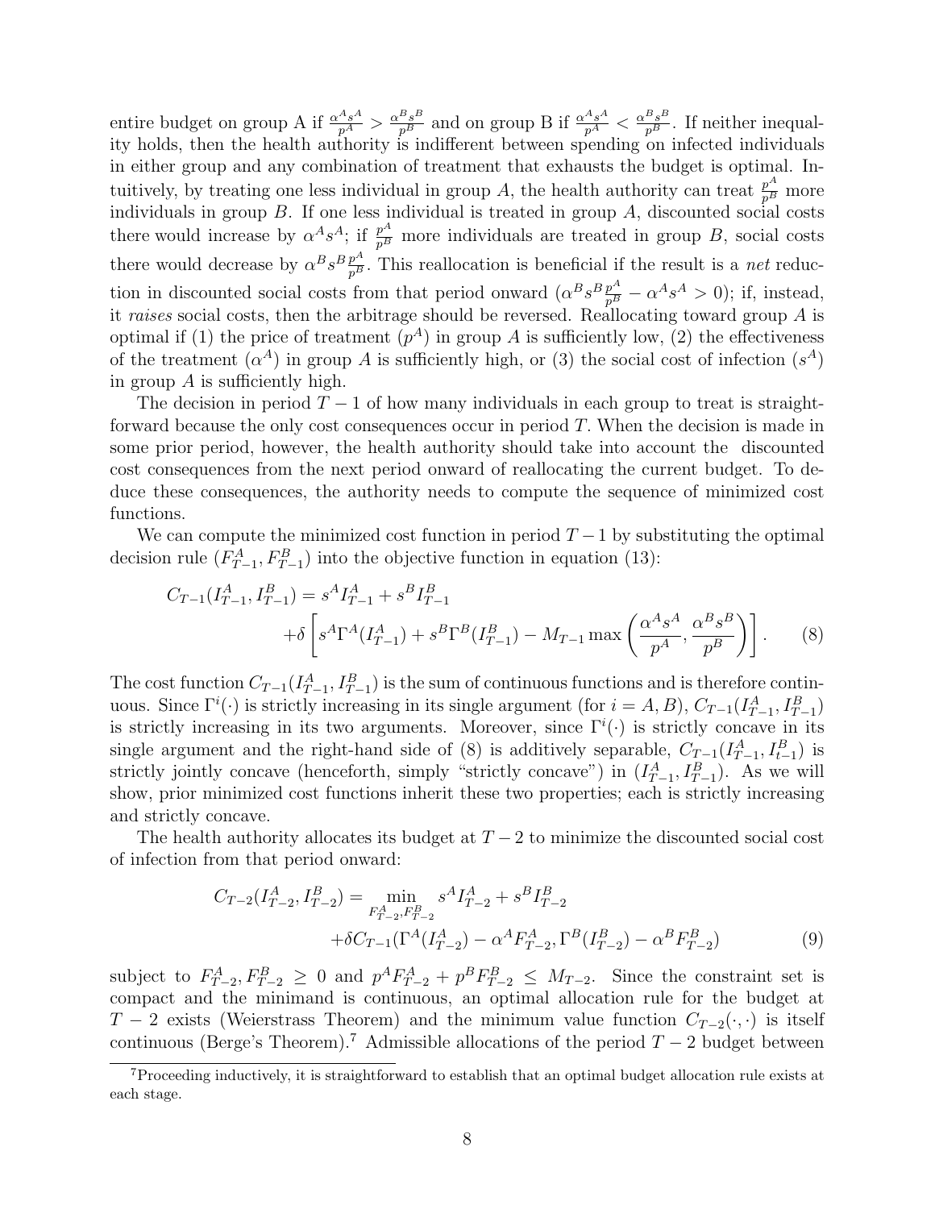entire budget on group A if $\frac{\alpha^A s^A}{p^A} > \frac{\alpha^B s^B}{p^B}$ and on group B if $\frac{\alpha^A s^A}{p^A} < \frac{\alpha^B s^B}{p^B}$. If neither inequality holds, then the health authority is indifferent between spending on infected individuals in either group and any combination of treatment that exhausts the budget is optimal. Intuitively, by treating one less individual in group $A$, the health authority can treat $\frac{p^A}{p^B}$ more individuals in group $B$. If one less individual is treated in group $A$, discounted social costs there would increase by $\alpha^A s^A$; if $\frac{p^A}{p^B}$ more individuals are treated in group $B$, social costs there would decrease by $\alpha^B s^B \frac{p^A}{p^B}$. This reallocation is beneficial if the result is a *net* reduction in discounted social costs from that period onward ($\alpha^B s^B \frac{p^A}{p^B} - \alpha^A s^A > 0$); if, instead, it *raises* social costs, then the arbitrage should be reversed. Reallocating toward group $A$ is optimal if (1) the price of treatment ($p^A$) in group $A$ is sufficiently low, (2) the effectiveness of the treatment ($\alpha^A$) in group $A$ is sufficiently high, or (3) the social cost of infection ($s^A$) in group $A$ is sufficiently high.

The decision in period $T-1$ of how many individuals in each group to treat is straightforward because the only cost consequences occur in period $T$. When the decision is made in some prior period, however, the health authority should take into account the discounted cost consequences from the next period onward of reallocating the current budget. To deduce these consequences, the authority needs to compute the sequence of minimized cost functions.

We can compute the minimized cost function in period $T-1$ by substituting the optimal decision rule ($F^A_{T-1}, F^B_{T-1}$) into the objective function in equation (13):

$$C_{T-1}(I^A_{T-1}, I^B_{T-1}) = s^A I^A_{T-1} + s^B I^B_{T-1} + \delta \left[ s^A \Gamma^A(I^A_{T-1}) + s^B \Gamma^B(I^B_{T-1}) - M_{T-1} \max\left( \frac{\alpha^A s^A}{p^A}, \frac{\alpha^B s^B}{p^B} \right) \right]. \qquad (8)$$

The cost function $C_{T-1}(I^A_{T-1}, I^B_{T-1})$ is the sum of continuous functions and is therefore continuous. Since $\Gamma^i(\cdot)$ is strictly increasing in its single argument (for $i = A, B$), $C_{T-1}(I^A_{T-1}, I^B_{T-1})$ is strictly increasing in its two arguments. Moreover, since $\Gamma^i(\cdot)$ is strictly concave in its single argument and the right-hand side of (8) is additively separable, $C_{T-1}(I^A_{T-1}, I^B_{t-1})$ is strictly jointly concave (henceforth, simply "strictly concave") in $(I^A_{T-1}, I^B_{T-1})$. As we will show, prior minimized cost functions inherit these two properties; each is strictly increasing and strictly concave.

The health authority allocates its budget at $T-2$ to minimize the discounted social cost of infection from that period onward:

$$C_{T-2}(I^A_{T-2}, I^B_{T-2}) = \min_{F^A_{T-2}, F^B_{T-2}} s^A I^A_{T-2} + s^B I^B_{T-2} + \delta C_{T-1}(\Gamma^A(I^A_{T-2}) - \alpha^A F^A_{T-2}, \Gamma^B(I^B_{T-2}) - \alpha^B F^B_{T-2}) \qquad (9)$$

subject to $F^A_{T-2}, F^B_{T-2} \geq 0$ and $p^A F^A_{T-2} + p^B F^B_{T-2} \leq M_{T-2}$. Since the constraint set is compact and the minimand is continuous, an optimal allocation rule for the budget at $T-2$ exists (Weierstrass Theorem) and the minimum value function $C_{T-2}(\cdot, \cdot)$ is itself continuous (Berge's Theorem).[7] Admissible allocations of the period $T-2$ budget between

[7]Proceeding inductively, it is straightforward to establish that an optimal budget allocation rule exists at each stage.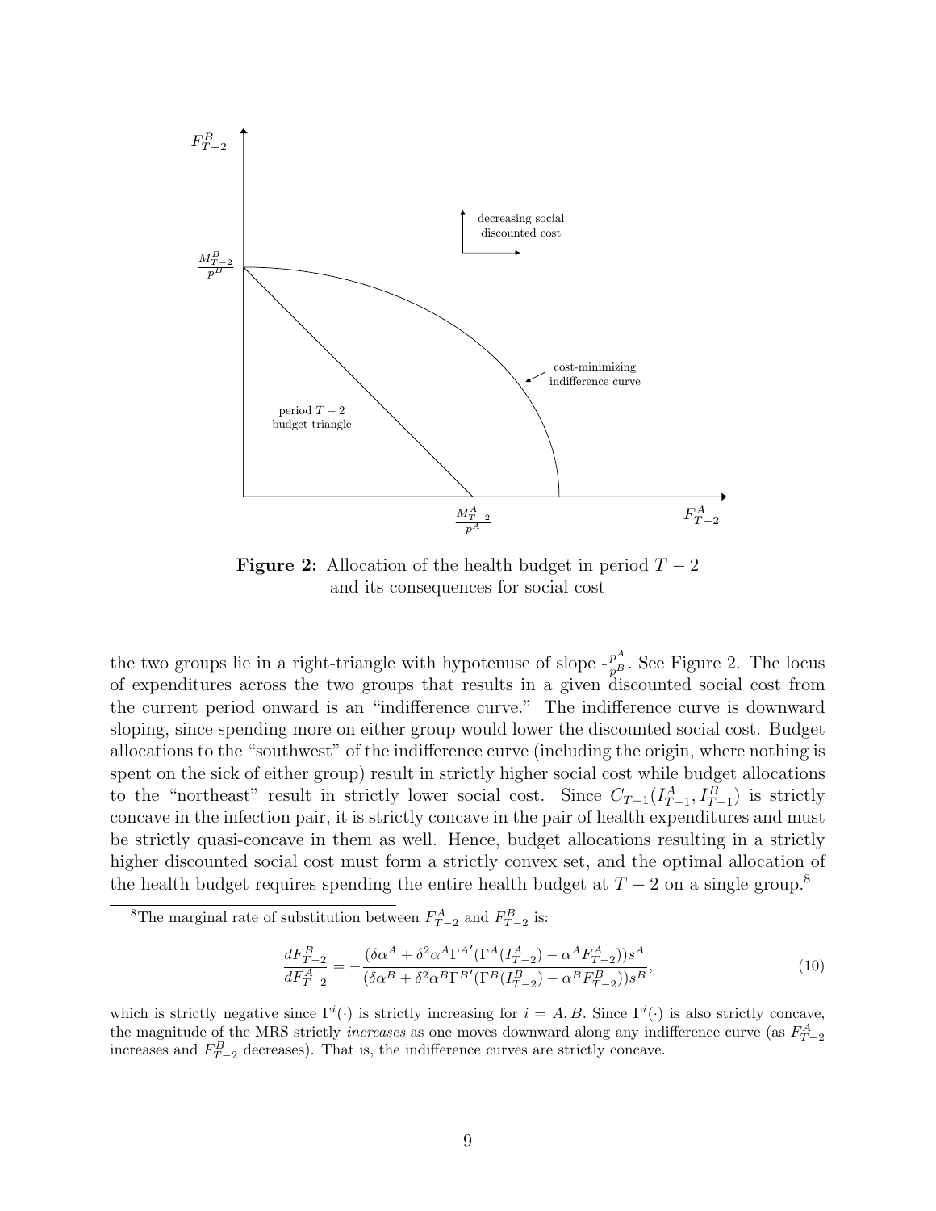**Figure 2:** Allocation of the health budget in period $T-2$ and its consequences for social cost

the two groups lie in a right-triangle with hypotenuse of slope $-\frac{p^A}{p^B}$. See Figure 2. The locus of expenditures across the two groups that results in a given discounted social cost from the current period onward is an "indifference curve." The indifference curve is downward sloping, since spending more on either group would lower the discounted social cost. Budget allocations to the "southwest" of the indifference curve (including the origin, where nothing is spent on the sick of either group) result in strictly higher social cost while budget allocations to the "northeast" result in strictly lower social cost. Since $C_{T-1}(I^A_{T-1}, I^B_{T-1})$ is strictly concave in the infection pair, it is strictly concave in the pair of health expenditures and must be strictly quasi-concave in them as well. Hence, budget allocations resulting in a strictly higher discounted social cost must form a strictly convex set, and the optimal allocation of the health budget requires spending the entire health budget at $T-2$ on a single group.[8]

[8] The marginal rate of substitution between $F^A_{T-2}$ and $F^B_{T-2}$ is:

$$\frac{dF^B_{T-2}}{dF^A_{T-2}} = -\frac{(\delta\alpha^A + \delta^2\alpha^A\Gamma^{A\prime}(\Gamma^A(I^A_{T-2}) - \alpha^A F^A_{T-2}))s^A}{(\delta\alpha^B + \delta^2\alpha^B\Gamma^{B\prime}(\Gamma^B(I^B_{T-2}) - \alpha^B F^B_{T-2}))s^B}, \tag{10}$$

which is strictly negative since $\Gamma^i(\cdot)$ is strictly increasing for $i = A, B$. Since $\Gamma^i(\cdot)$ is also strictly concave, the magnitude of the MRS strictly *increases* as one moves downward along any indifference curve (as $F^A_{T-2}$ increases and $F^B_{T-2}$ decreases). That is, the indifference curves are strictly concave.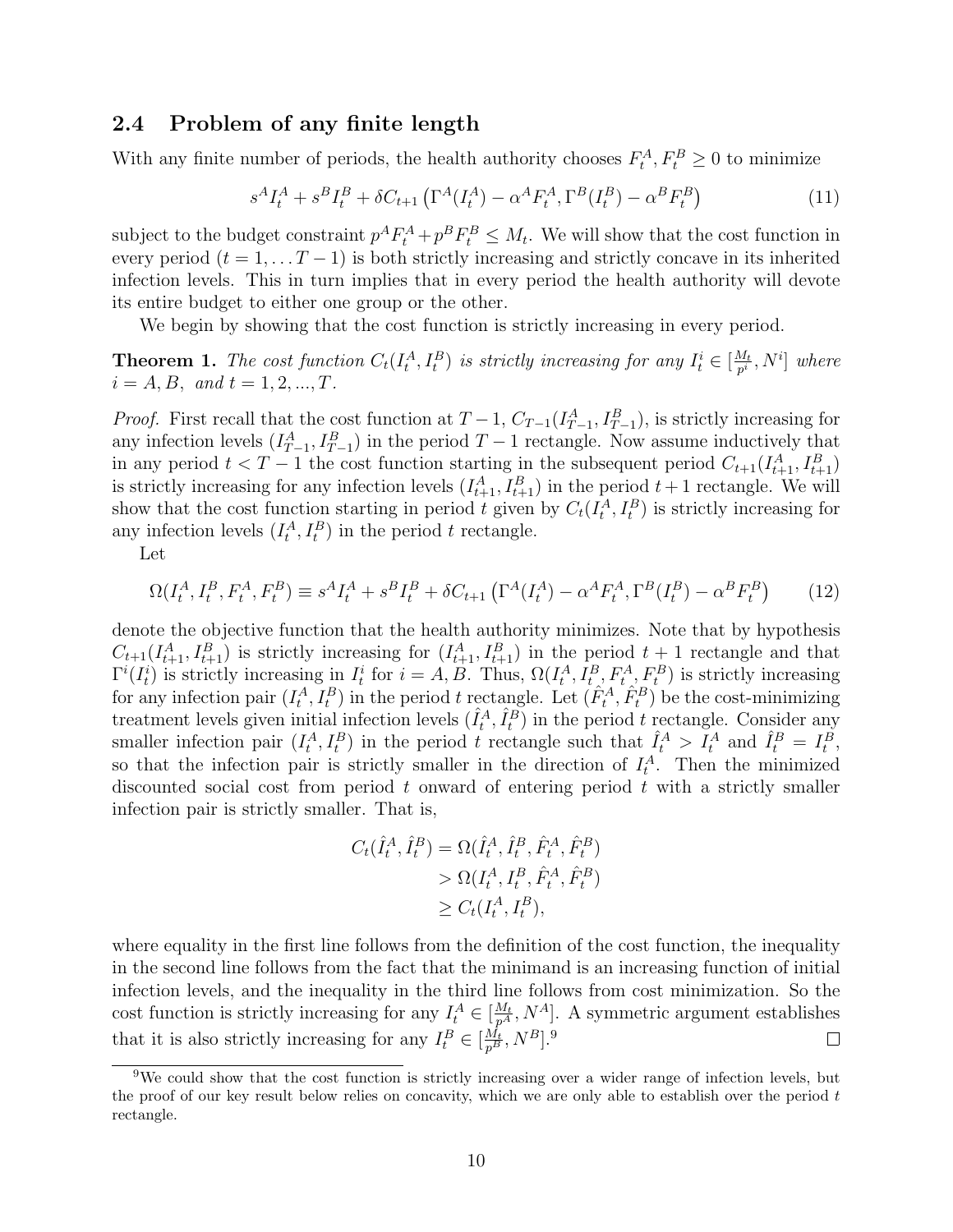## 2.4 Problem of any finite length

With any finite number of periods, the health authority chooses $F_t^A, F_t^B \geq 0$ to minimize

$$s^A I_t^A + s^B I_t^B + \delta C_{t+1}\left(\Gamma^A(I_t^A) - \alpha^A F_t^A, \Gamma^B(I_t^B) - \alpha^B F_t^B\right) \tag{11}$$

subject to the budget constraint $p^A F_t^A + p^B F_t^B \leq M_t$. We will show that the cost function in every period ($t = 1, \ldots T-1$) is both strictly increasing and strictly concave in its inherited infection levels. This in turn implies that in every period the health authority will devote its entire budget to either one group or the other.

We begin by showing that the cost function is strictly increasing in every period.

**Theorem 1.** *The cost function $C_t(I_t^A, I_t^B)$ is strictly increasing for any $I_t^i \in [\frac{M_t}{p^i}, N^i]$ where $i = A, B$, and $t = 1, 2, ..., T$.*

*Proof.* First recall that the cost function at $T-1$, $C_{T-1}(I_{T-1}^A, I_{T-1}^B)$, is strictly increasing for any infection levels $(I_{T-1}^A, I_{T-1}^B)$ in the period $T-1$ rectangle. Now assume inductively that in any period $t < T-1$ the cost function starting in the subsequent period $C_{t+1}(I_{t+1}^A, I_{t+1}^B)$ is strictly increasing for any infection levels $(I_{t+1}^A, I_{t+1}^B)$ in the period $t+1$ rectangle. We will show that the cost function starting in period $t$ given by $C_t(I_t^A, I_t^B)$ is strictly increasing for any infection levels $(I_t^A, I_t^B)$ in the period $t$ rectangle.

Let

$$\Omega(I_t^A, I_t^B, F_t^A, F_t^B) \equiv s^A I_t^A + s^B I_t^B + \delta C_{t+1}\left(\Gamma^A(I_t^A) - \alpha^A F_t^A, \Gamma^B(I_t^B) - \alpha^B F_t^B\right) \tag{12}$$

denote the objective function that the health authority minimizes. Note that by hypothesis $C_{t+1}(I_{t+1}^A, I_{t+1}^B)$ is strictly increasing for $(I_{t+1}^A, I_{t+1}^B)$ in the period $t+1$ rectangle and that $\Gamma^i(I_t^i)$ is strictly increasing in $I_t^i$ for $i = A, B$. Thus, $\Omega(I_t^A, I_t^B, F_t^A, F_t^B)$ is strictly increasing for any infection pair $(I_t^A, I_t^B)$ in the period $t$ rectangle. Let $(\hat{F}_t^A, \hat{F}_t^B)$ be the cost-minimizing treatment levels given initial infection levels $(\hat{I}_t^A, \hat{I}_t^B)$ in the period $t$ rectangle. Consider any smaller infection pair $(I_t^A, I_t^B)$ in the period $t$ rectangle such that $\hat{I}_t^A > I_t^A$ and $\hat{I}_t^B = I_t^B$, so that the infection pair is strictly smaller in the direction of $I_t^A$. Then the minimized discounted social cost from period $t$ onward of entering period $t$ with a strictly smaller infection pair is strictly smaller. That is,

$$\begin{aligned} C_t(\hat{I}_t^A, \hat{I}_t^B) &= \Omega(\hat{I}_t^A, \hat{I}_t^B, \hat{F}_t^A, \hat{F}_t^B) \\ &> \Omega(I_t^A, I_t^B, \hat{F}_t^A, \hat{F}_t^B) \\ &\geq C_t(I_t^A, I_t^B), \end{aligned}$$

where equality in the first line follows from the definition of the cost function, the inequality in the second line follows from the fact that the minimand is an increasing function of initial infection levels, and the inequality in the third line follows from cost minimization. So the cost function is strictly increasing for any $I_t^A \in [\frac{M_t}{p^A}, N^A]$. A symmetric argument establishes that it is also strictly increasing for any $I_t^B \in [\frac{M_t}{p^B}, N^B]$.[9] $\square$

[9] We could show that the cost function is strictly increasing over a wider range of infection levels, but the proof of our key result below relies on concavity, which we are only able to establish over the period $t$ rectangle.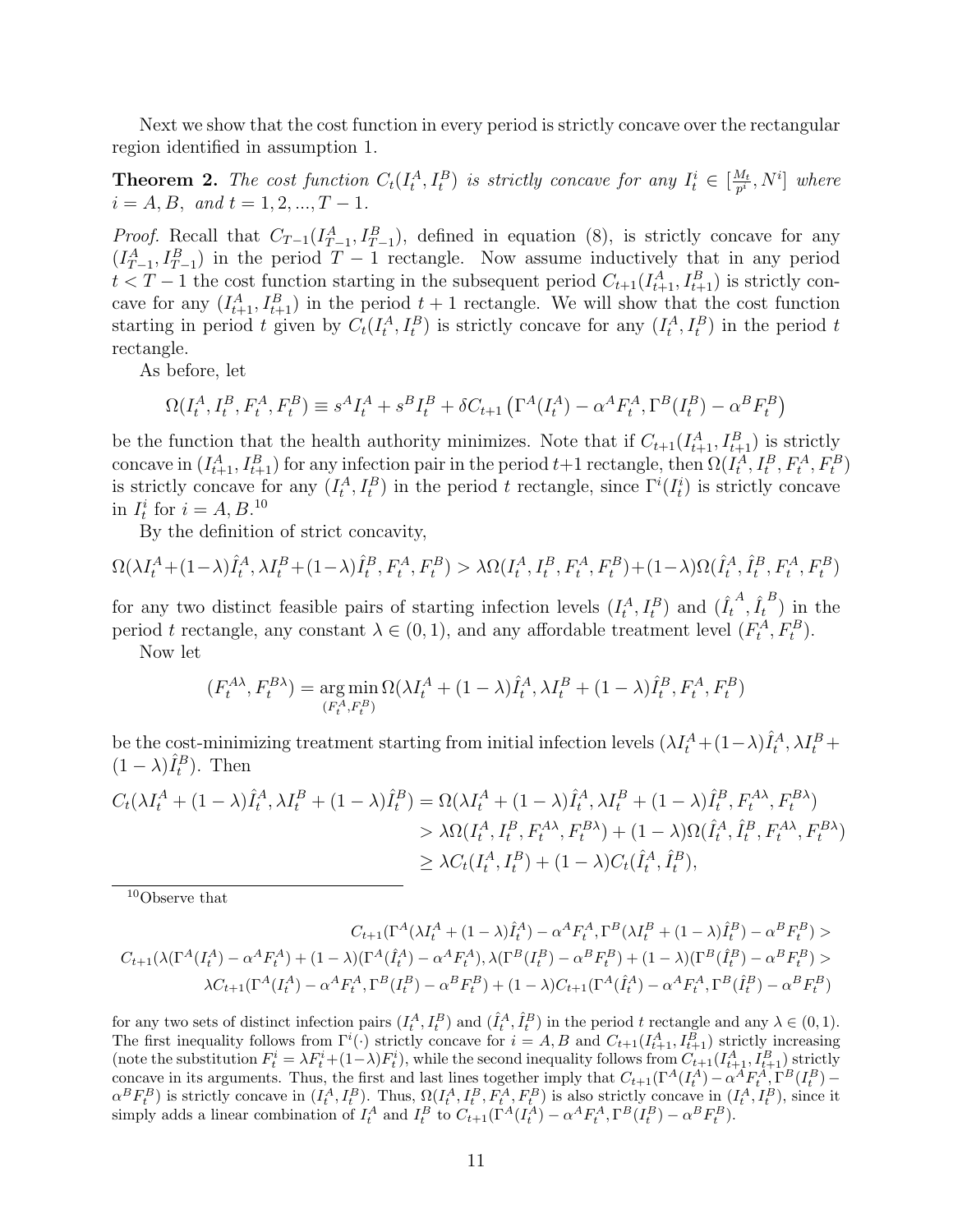Next we show that the cost function in every period is strictly concave over the rectangular region identified in assumption 1.

**Theorem 2.** *The cost function $C_t(I_t^A, I_t^B)$ is strictly concave for any $I_t^i \in [\frac{M_t}{p^i}, N^i]$ where $i = A, B,$ and $t = 1, 2, ..., T-1$.*

*Proof.* Recall that $C_{T-1}(I_{T-1}^A, I_{T-1}^B)$, defined in equation (8), is strictly concave for any $(I_{T-1}^A, I_{T-1}^B)$ in the period $T-1$ rectangle. Now assume inductively that in any period $t < T-1$ the cost function starting in the subsequent period $C_{t+1}(I_{t+1}^A, I_{t+1}^B)$ is strictly concave for any $(I_{t+1}^A, I_{t+1}^B)$ in the period $t+1$ rectangle. We will show that the cost function starting in period $t$ given by $C_t(I_t^A, I_t^B)$ is strictly concave for any $(I_t^A, I_t^B)$ in the period $t$ rectangle.

As before, let

$$\Omega(I_t^A, I_t^B, F_t^A, F_t^B) \equiv s^A I_t^A + s^B I_t^B + \delta C_{t+1}\left(\Gamma^A(I_t^A) - \alpha^A F_t^A, \Gamma^B(I_t^B) - \alpha^B F_t^B\right)$$

be the function that the health authority minimizes. Note that if $C_{t+1}(I_{t+1}^A, I_{t+1}^B)$ is strictly concave in $(I_{t+1}^A, I_{t+1}^B)$ for any infection pair in the period $t+1$ rectangle, then $\Omega(I_t^A, I_t^B, F_t^A, F_t^B)$ is strictly concave for any $(I_t^A, I_t^B)$ in the period $t$ rectangle, since $\Gamma^i(I_t^i)$ is strictly concave in $I_t^i$ for $i = A, B$.[10]

By the definition of strict concavity,

$$\Omega(\lambda I_t^A + (1-\lambda)\hat{I}_t^A, \lambda I_t^B + (1-\lambda)\hat{I}_t^B, F_t^A, F_t^B) > \lambda\Omega(I_t^A, I_t^B, F_t^A, F_t^B) + (1-\lambda)\Omega(\hat{I}_t^A, \hat{I}_t^B, F_t^A, F_t^B)$$

for any two distinct feasible pairs of starting infection levels $(I_t^A, I_t^B)$ and $(\hat{I}_t^A, \hat{I}_t^B)$ in the period $t$ rectangle, any constant $\lambda \in (0,1)$, and any affordable treatment level $(F_t^A, F_t^B)$.

Now let

$$(F_t^{A\lambda}, F_t^{B\lambda}) = \underset{(F_t^A, F_t^B)}{\arg\min}\, \Omega(\lambda I_t^A + (1-\lambda)\hat{I}_t^A, \lambda I_t^B + (1-\lambda)\hat{I}_t^B, F_t^A, F_t^B)$$

be the cost-minimizing treatment starting from initial infection levels $(\lambda I_t^A + (1-\lambda)\hat{I}_t^A, \lambda I_t^B + (1-\lambda)\hat{I}_t^B)$. Then

$$\begin{aligned}
C_t(\lambda I_t^A + (1-\lambda)\hat{I}_t^A, \lambda I_t^B + (1-\lambda)\hat{I}_t^B) &= \Omega(\lambda I_t^A + (1-\lambda)\hat{I}_t^A, \lambda I_t^B + (1-\lambda)\hat{I}_t^B, F_t^{A\lambda}, F_t^{B\lambda}) \\
&> \lambda\Omega(I_t^A, I_t^B, F_t^{A\lambda}, F_t^{B\lambda}) + (1-\lambda)\Omega(\hat{I}_t^A, \hat{I}_t^B, F_t^{A\lambda}, F_t^{B\lambda}) \\
&\geq \lambda C_t(I_t^A, I_t^B) + (1-\lambda)C_t(\hat{I}_t^A, \hat{I}_t^B),
\end{aligned}$$

[10] Observe that

$$\begin{aligned}
C_{t+1}(\Gamma^A(\lambda I_t^A + (1-\lambda)\hat{I}_t^A) - \alpha^A F_t^A, \Gamma^B(\lambda I_t^B + (1-\lambda)\hat{I}_t^B) - \alpha^B F_t^B) &> \\
C_{t+1}(\lambda(\Gamma^A(I_t^A) - \alpha^A F_t^A) + (1-\lambda)(\Gamma^A(\hat{I}_t^A) - \alpha^A F_t^A), \lambda(\Gamma^B(I_t^B) - \alpha^B F_t^B) + (1-\lambda)(\Gamma^B(\hat{I}_t^B) - \alpha^B F_t^B) &> \\
\lambda C_{t+1}(\Gamma^A(I_t^A) - \alpha^A F_t^A, \Gamma^B(I_t^B) - \alpha^B F_t^B) + (1-\lambda)C_{t+1}(\Gamma^A(\hat{I}_t^A) - \alpha^A F_t^A, \Gamma^B(\hat{I}_t^B) - \alpha^B F_t^B)&
\end{aligned}$$

for any two sets of distinct infection pairs $(I_t^A, I_t^B)$ and $(\hat{I}_t^A, \hat{I}_t^B)$ in the period $t$ rectangle and any $\lambda \in (0,1)$. The first inequality follows from $\Gamma^i(\cdot)$ strictly concave for $i = A, B$ and $C_{t+1}(I_{t+1}^A, I_{t+1}^B)$ strictly increasing (note the substitution $F_t^i = \lambda F_t^i + (1-\lambda)F_t^i$), while the second inequality follows from $C_{t+1}(I_{t+1}^A, I_{t+1}^B)$ strictly concave in its arguments. Thus, the first and last lines together imply that $C_{t+1}(\Gamma^A(I_t^A) - \alpha^A F_t^A, \Gamma^B(I_t^B) - \alpha^B F_t^B)$ is strictly concave in $(I_t^A, I_t^B)$. Thus, $\Omega(I_t^A, I_t^B, F_t^A, F_t^B)$ is also strictly concave in $(I_t^A, I_t^B)$, since it simply adds a linear combination of $I_t^A$ and $I_t^B$ to $C_{t+1}(\Gamma^A(I_t^A) - \alpha^A F_t^A, \Gamma^B(I_t^B) - \alpha^B F_t^B)$.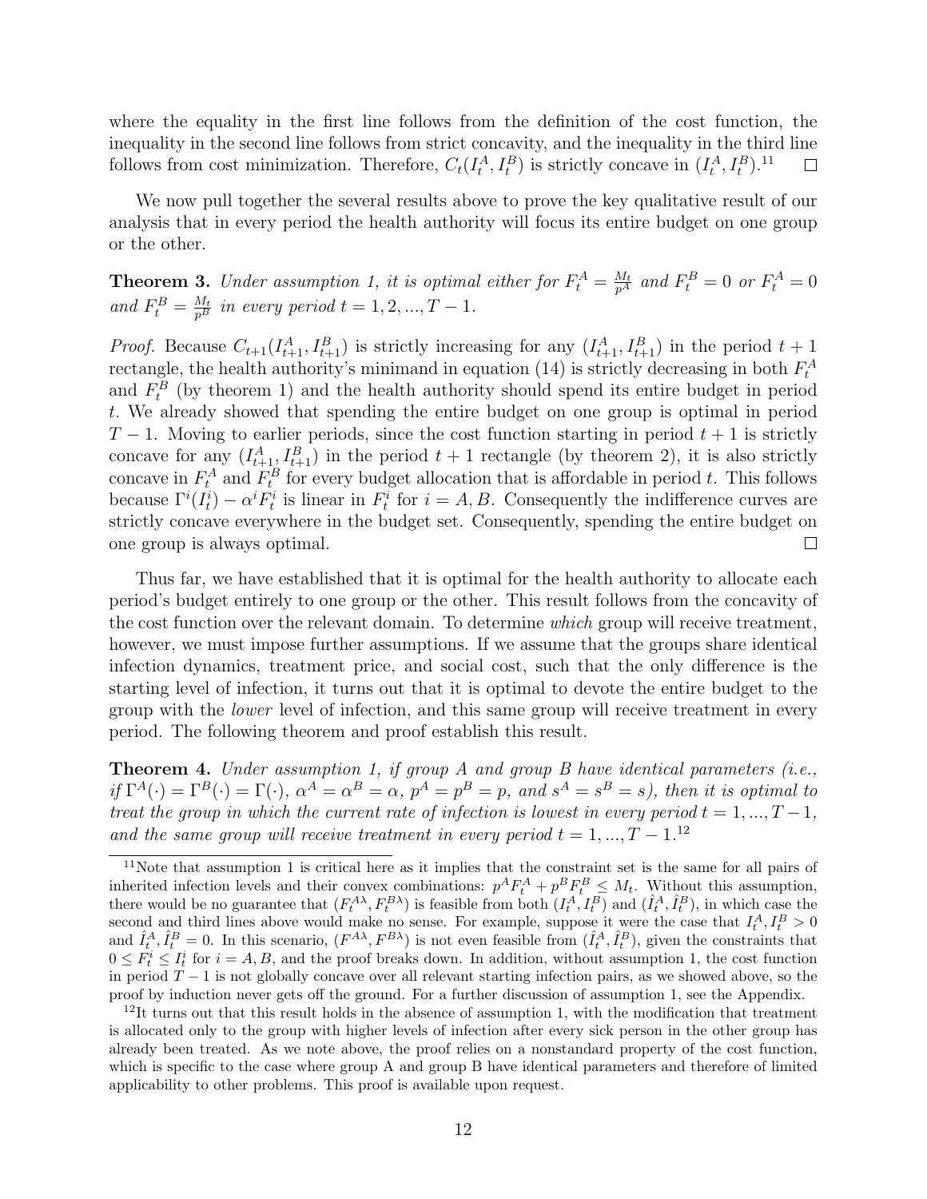where the equality in the first line follows from the definition of the cost function, the inequality in the second line follows from strict concavity, and the inequality in the third line follows from cost minimization. Therefore, $C_t(I_t^A, I_t^B)$ is strictly concave in $(I_t^A, I_t^B)$.[11] □

We now pull together the several results above to prove the key qualitative result of our analysis that in every period the health authority will focus its entire budget on one group or the other.

**Theorem 3.** *Under assumption 1, it is optimal either for $F_t^A = \frac{M_t}{p^A}$ and $F_t^B = 0$ or $F_t^A = 0$ and $F_t^B = \frac{M_t}{p^B}$ in every period $t = 1, 2, ..., T-1$.*

*Proof.* Because $C_{t+1}(I_{t+1}^A, I_{t+1}^B)$ is strictly increasing for any $(I_{t+1}^A, I_{t+1}^B)$ in the period $t+1$ rectangle, the health authority's minimand in equation (14) is strictly decreasing in both $F_t^A$ and $F_t^B$ (by theorem 1) and the health authority should spend its entire budget in period $t$. We already showed that spending the entire budget on one group is optimal in period $T-1$. Moving to earlier periods, since the cost function starting in period $t+1$ is strictly concave for any $(I_{t+1}^A, I_{t+1}^B)$ in the period $t+1$ rectangle (by theorem 2), it is also strictly concave in $F_t^A$ and $F_t^B$ for every budget allocation that is affordable in period $t$. This follows because $\Gamma^i(I_t^i) - \alpha^i F_t^i$ is linear in $F_t^i$ for $i = A, B$. Consequently the indifference curves are strictly concave everywhere in the budget set. Consequently, spending the entire budget on one group is always optimal. □

Thus far, we have established that it is optimal for the health authority to allocate each period's budget entirely to one group or the other. This result follows from the concavity of the cost function over the relevant domain. To determine *which* group will receive treatment, however, we must impose further assumptions. If we assume that the groups share identical infection dynamics, treatment price, and social cost, such that the only difference is the starting level of infection, it turns out that it is optimal to devote the entire budget to the group with the *lower* level of infection, and this same group will receive treatment in every period. The following theorem and proof establish this result.

**Theorem 4.** *Under assumption 1, if group A and group B have identical parameters (i.e., if $\Gamma^A(\cdot) = \Gamma^B(\cdot) = \Gamma(\cdot)$, $\alpha^A = \alpha^B = \alpha$, $p^A = p^B = p$, and $s^A = s^B = s$), then it is optimal to treat the group in which the current rate of infection is lowest in every period $t = 1, ..., T-1$, and the same group will receive treatment in every period $t = 1, ..., T-1$.*[12]

[11] Note that assumption 1 is critical here as it implies that the constraint set is the same for all pairs of inherited infection levels and their convex combinations: $p^A F_t^A + p^B F_t^B \leq M_t$. Without this assumption, there would be no guarantee that $(F_t^{A\lambda}, F_t^{B\lambda})$ is feasible from both $(I_t^A, I_t^B)$ and $(\hat{I}_t^A, \hat{I}_t^B)$, in which case the second and third lines above would make no sense. For example, suppose it were the case that $I_t^A, I_t^B > 0$ and $\hat{I}_t^A, \hat{I}_t^B = 0$. In this scenario, $(F^{A\lambda}, F^{B\lambda})$ is not even feasible from $(\hat{I}_t^A, \hat{I}_t^B)$, given the constraints that $0 \leq F_t^i \leq I_t^i$ for $i = A, B$, and the proof breaks down. In addition, without assumption 1, the cost function in period $T-1$ is not globally concave over all relevant starting infection pairs, as we showed above, so the proof by induction never gets off the ground. For a further discussion of assumption 1, see the Appendix.

[12] It turns out that this result holds in the absence of assumption 1, with the modification that treatment is allocated only to the group with higher levels of infection after every sick person in the other group has already been treated. As we note above, the proof relies on a nonstandard property of the cost function, which is specific to the case where group A and group B have identical parameters and therefore of limited applicability to other problems. This proof is available upon request.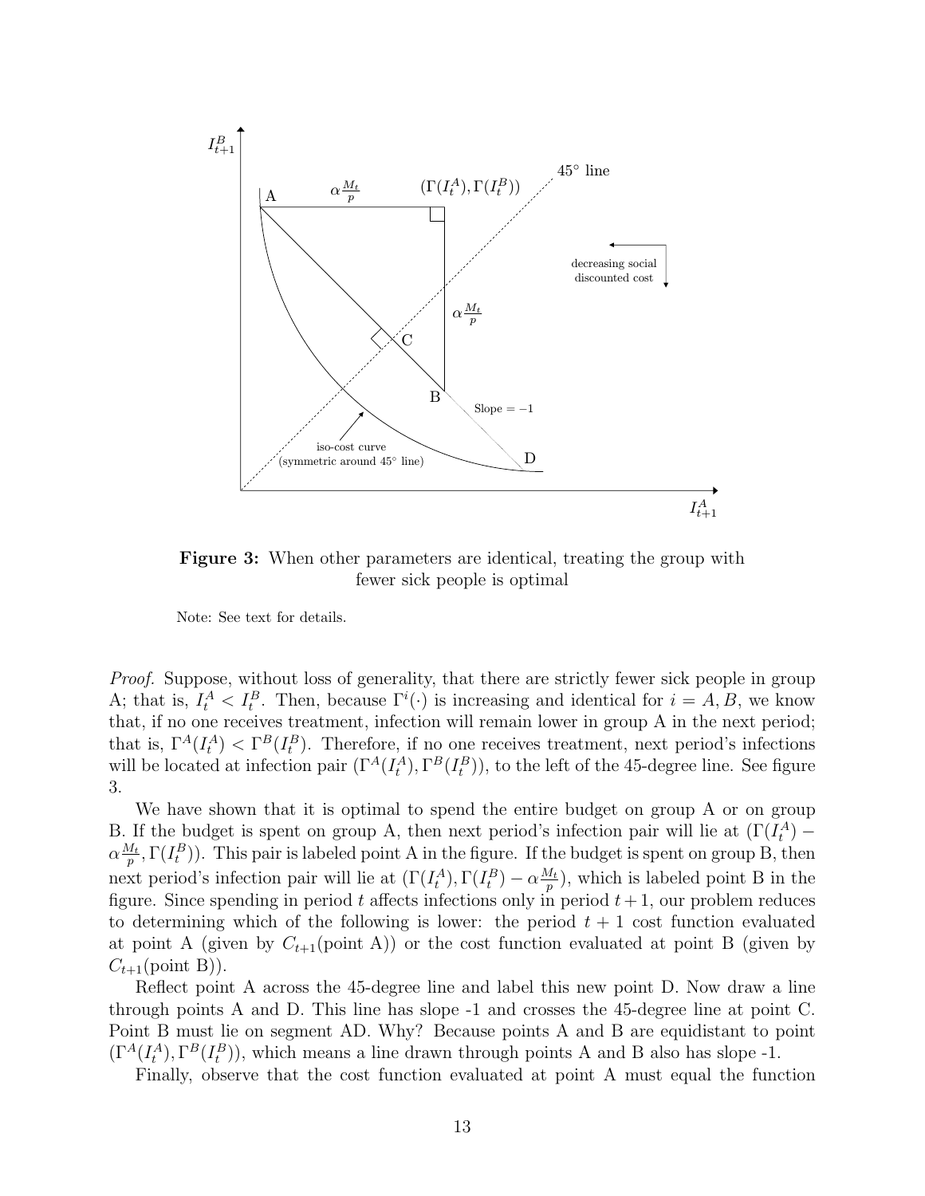**Figure 3:** When other parameters are identical, treating the group with fewer sick people is optimal

Note: See text for details.

*Proof.* Suppose, without loss of generality, that there are strictly fewer sick people in group A; that is, $I_t^A < I_t^B$. Then, because $\Gamma^i(\cdot)$ is increasing and identical for $i = A, B$, we know that, if no one receives treatment, infection will remain lower in group A in the next period; that is, $\Gamma^A(I_t^A) < \Gamma^B(I_t^B)$. Therefore, if no one receives treatment, next period's infections will be located at infection pair $(\Gamma^A(I_t^A), \Gamma^B(I_t^B))$, to the left of the 45-degree line. See figure 3.

We have shown that it is optimal to spend the entire budget on group A or on group B. If the budget is spent on group A, then next period's infection pair will lie at $(\Gamma(I_t^A) - \alpha\frac{M_t}{p}, \Gamma(I_t^B))$. This pair is labeled point A in the figure. If the budget is spent on group B, then next period's infection pair will lie at $(\Gamma(I_t^A), \Gamma(I_t^B) - \alpha\frac{M_t}{p})$, which is labeled point B in the figure. Since spending in period $t$ affects infections only in period $t+1$, our problem reduces to determining which of the following is lower: the period $t+1$ cost function evaluated at point A (given by $C_{t+1}$(point A)) or the cost function evaluated at point B (given by $C_{t+1}$(point B)).

Reflect point A across the 45-degree line and label this new point D. Now draw a line through points A and D. This line has slope -1 and crosses the 45-degree line at point C. Point B must lie on segment AD. Why? Because points A and B are equidistant to point $(\Gamma^A(I_t^A), \Gamma^B(I_t^B))$, which means a line drawn through points A and B also has slope -1.

Finally, observe that the cost function evaluated at point A must equal the function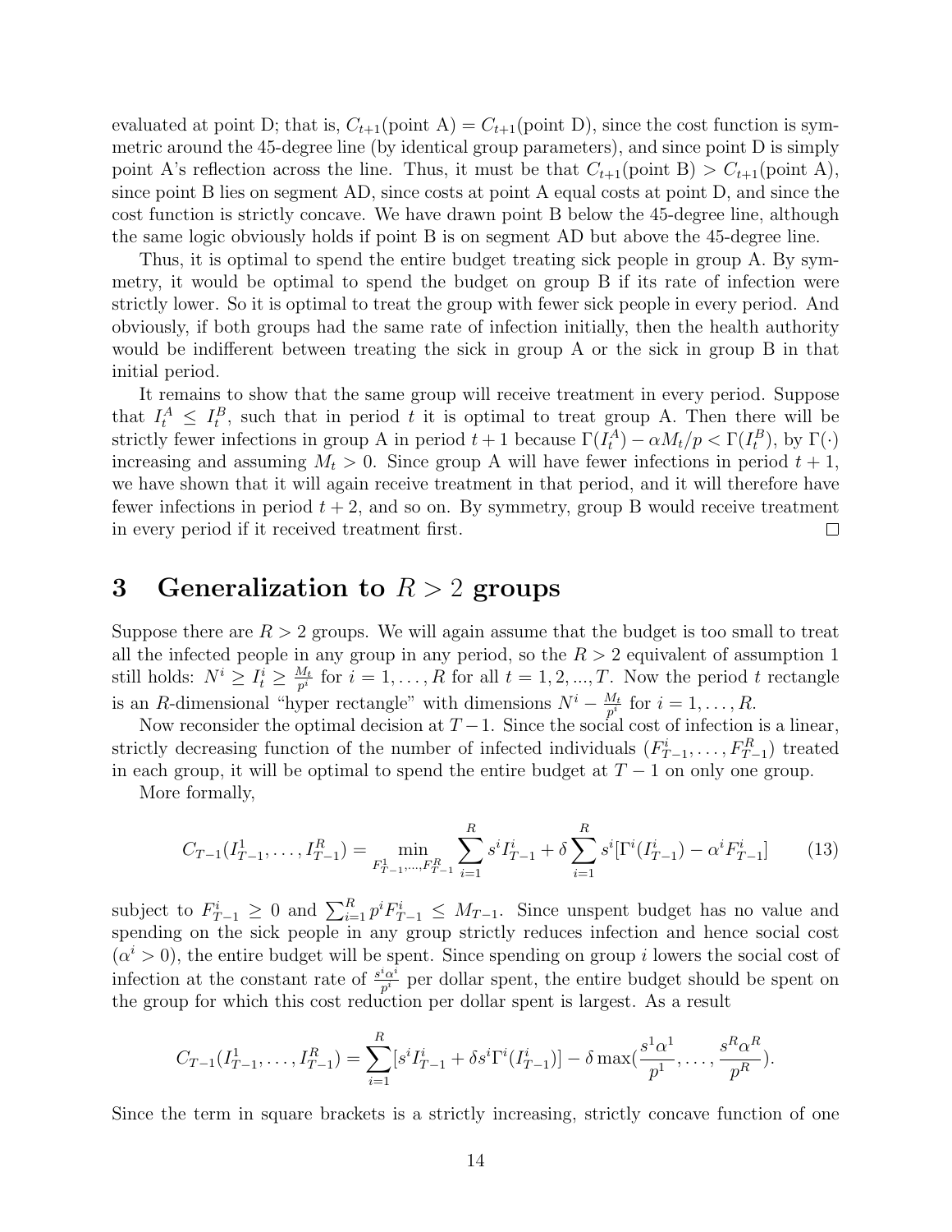evaluated at point D; that is, $C_{t+1}(\text{point A}) = C_{t+1}(\text{point D})$, since the cost function is symmetric around the 45-degree line (by identical group parameters), and since point D is simply point A's reflection across the line. Thus, it must be that $C_{t+1}(\text{point B}) > C_{t+1}(\text{point A})$, since point B lies on segment AD, since costs at point A equal costs at point D, and since the cost function is strictly concave. We have drawn point B below the 45-degree line, although the same logic obviously holds if point B is on segment AD but above the 45-degree line.

Thus, it is optimal to spend the entire budget treating sick people in group A. By symmetry, it would be optimal to spend the budget on group B if its rate of infection were strictly lower. So it is optimal to treat the group with fewer sick people in every period. And obviously, if both groups had the same rate of infection initially, then the health authority would be indifferent between treating the sick in group A or the sick in group B in that initial period.

It remains to show that the same group will receive treatment in every period. Suppose that $I_t^A \leq I_t^B$, such that in period $t$ it is optimal to treat group A. Then there will be strictly fewer infections in group A in period $t+1$ because $\Gamma(I_t^A) - \alpha M_t/p < \Gamma(I_t^B)$, by $\Gamma(\cdot)$ increasing and assuming $M_t > 0$. Since group A will have fewer infections in period $t+1$, we have shown that it will again receive treatment in that period, and it will therefore have fewer infections in period $t+2$, and so on. By symmetry, group B would receive treatment in every period if it received treatment first. □

# 3 Generalization to $R > 2$ groups

Suppose there are $R > 2$ groups. We will again assume that the budget is too small to treat all the infected people in any group in any period, so the $R > 2$ equivalent of assumption 1 still holds: $N^i \geq I_t^i \geq \frac{M_t}{p^i}$ for $i = 1, \ldots, R$ for all $t = 1, 2, ..., T$. Now the period $t$ rectangle is an $R$-dimensional "hyper rectangle" with dimensions $N^i - \frac{M_t}{p^i}$ for $i = 1, \ldots, R$.

Now reconsider the optimal decision at $T-1$. Since the social cost of infection is a linear, strictly decreasing function of the number of infected individuals $(F_{T-1}^i, \ldots, F_{T-1}^R)$ treated in each group, it will be optimal to spend the entire budget at $T-1$ on only one group.

More formally,

$$C_{T-1}(I_{T-1}^1, \ldots, I_{T-1}^R) = \min_{F_{T-1}^1, \ldots, F_{T-1}^R} \sum_{i=1}^R s^i I_{T-1}^i + \delta \sum_{i=1}^R s^i [\Gamma^i(I_{T-1}^i) - \alpha^i F_{T-1}^i] \qquad (13)$$

subject to $F_{T-1}^i \geq 0$ and $\sum_{i=1}^R p^i F_{T-1}^i \leq M_{T-1}$. Since unspent budget has no value and spending on the sick people in any group strictly reduces infection and hence social cost ($\alpha^i > 0$), the entire budget will be spent. Since spending on group $i$ lowers the social cost of infection at the constant rate of $\frac{s^i \alpha^i}{p^i}$ per dollar spent, the entire budget should be spent on the group for which this cost reduction per dollar spent is largest. As a result

$$C_{T-1}(I_{T-1}^1, \ldots, I_{T-1}^R) = \sum_{i=1}^R [s^i I_{T-1}^i + \delta s^i \Gamma^i(I_{T-1}^i)] - \delta \max(\frac{s^1 \alpha^1}{p^1}, \ldots, \frac{s^R \alpha^R}{p^R}).$$

Since the term in square brackets is a strictly increasing, strictly concave function of one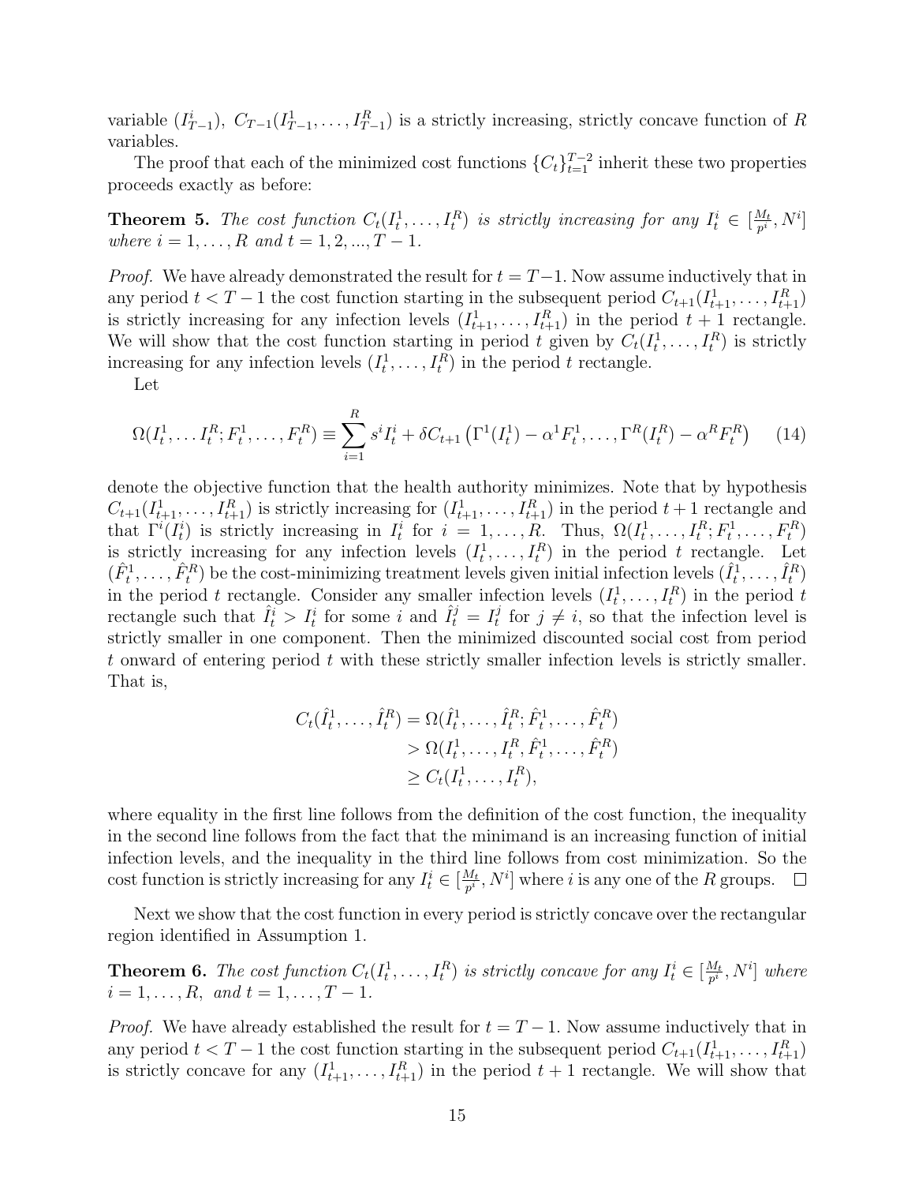variable ($I^i_{T-1}$), $C_{T-1}(I^1_{T-1}, \ldots, I^R_{T-1})$ is a strictly increasing, strictly concave function of $R$ variables.

The proof that each of the minimized cost functions $\{C_t\}_{t=1}^{T-2}$ inherit these two properties proceeds exactly as before:

**Theorem 5.** *The cost function $C_t(I^1_t, \ldots, I^R_t)$ is strictly increasing for any $I^i_t \in [\frac{M_t}{p^i}, N^i]$ where $i = 1, \ldots, R$ and $t = 1, 2, ..., T-1$.*

*Proof.* We have already demonstrated the result for $t = T-1$. Now assume inductively that in any period $t < T-1$ the cost function starting in the subsequent period $C_{t+1}(I^1_{t+1}, \ldots, I^R_{t+1})$ is strictly increasing for any infection levels $(I^1_{t+1}, \ldots, I^R_{t+1})$ in the period $t+1$ rectangle. We will show that the cost function starting in period $t$ given by $C_t(I^1_t, \ldots, I^R_t)$ is strictly increasing for any infection levels $(I^1_t, \ldots, I^R_t)$ in the period $t$ rectangle.

Let

$$\Omega(I^1_t, \ldots I^R_t; F^1_t, \ldots, F^R_t) \equiv \sum_{i=1}^{R} s^i I^i_t + \delta C_{t+1}\left(\Gamma^1(I^1_t) - \alpha^1 F^1_t, \ldots, \Gamma^R(I^R_t) - \alpha^R F^R_t\right) \quad (14)$$

denote the objective function that the health authority minimizes. Note that by hypothesis $C_{t+1}(I^1_{t+1}, \ldots, I^R_{t+1})$ is strictly increasing for $(I^1_{t+1}, \ldots, I^R_{t+1})$ in the period $t+1$ rectangle and that $\Gamma^i(I^i_t)$ is strictly increasing in $I^i_t$ for $i = 1, \ldots, R$. Thus, $\Omega(I^1_t, \ldots, I^R_t; F^1_t, \ldots, F^R_t)$ is strictly increasing for any infection levels $(I^1_t, \ldots, I^R_t)$ in the period $t$ rectangle. Let $(\hat{F}^1_t, \ldots, \hat{F}^R_t)$ be the cost-minimizing treatment levels given initial infection levels $(\hat{I}^1_t, \ldots, \hat{I}^R_t)$ in the period $t$ rectangle. Consider any smaller infection levels $(I^1_t, \ldots, I^R_t)$ in the period $t$ rectangle such that $\hat{I}^i_t > I^i_t$ for some $i$ and $\hat{I}^j_t = I^j_t$ for $j \neq i$, so that the infection level is strictly smaller in one component. Then the minimized discounted social cost from period $t$ onward of entering period $t$ with these strictly smaller infection levels is strictly smaller. That is,

$$\begin{aligned} C_t(\hat{I}^1_t, \ldots, \hat{I}^R_t) &= \Omega(\hat{I}^1_t, \ldots, \hat{I}^R_t; \hat{F}^1_t, \ldots, \hat{F}^R_t) \\ &> \Omega(I^1_t, \ldots, I^R_t, \hat{F}^1_t, \ldots, \hat{F}^R_t) \\ &\geq C_t(I^1_t, \ldots, I^R_t), \end{aligned}$$

where equality in the first line follows from the definition of the cost function, the inequality in the second line follows from the fact that the minimand is an increasing function of initial infection levels, and the inequality in the third line follows from cost minimization. So the cost function is strictly increasing for any $I^i_t \in [\frac{M_t}{p^i}, N^i]$ where $i$ is any one of the $R$ groups. $\square$

Next we show that the cost function in every period is strictly concave over the rectangular region identified in Assumption 1.

**Theorem 6.** *The cost function $C_t(I^1_t, \ldots, I^R_t)$ is strictly concave for any $I^i_t \in [\frac{M_t}{p^i}, N^i]$ where $i = 1, \ldots, R,$ and $t = 1, \ldots, T-1$.*

*Proof.* We have already established the result for $t = T-1$. Now assume inductively that in any period $t < T-1$ the cost function starting in the subsequent period $C_{t+1}(I^1_{t+1}, \ldots, I^R_{t+1})$ is strictly concave for any $(I^1_{t+1}, \ldots, I^R_{t+1})$ in the period $t+1$ rectangle. We will show that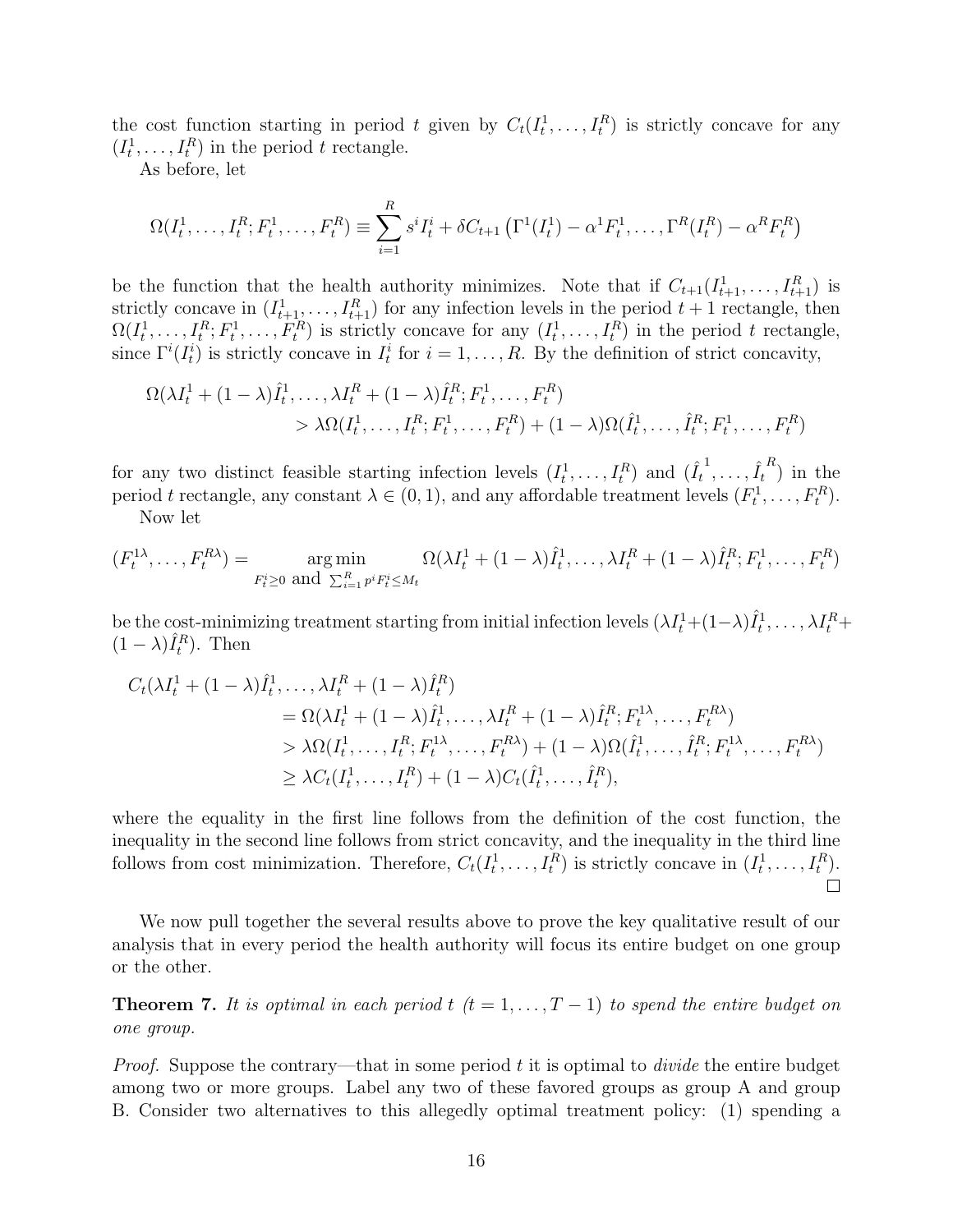the cost function starting in period $t$ given by $C_t(I_t^1, \ldots, I_t^R)$ is strictly concave for any $(I_t^1, \ldots, I_t^R)$ in the period $t$ rectangle.

As before, let

$$\Omega(I_t^1, \ldots, I_t^R; F_t^1, \ldots, F_t^R) \equiv \sum_{i=1}^{R} s^i I_t^i + \delta C_{t+1}\left(\Gamma^1(I_t^1) - \alpha^1 F_t^1, \ldots, \Gamma^R(I_t^R) - \alpha^R F_t^R\right)$$

be the function that the health authority minimizes. Note that if $C_{t+1}(I_{t+1}^1, \ldots, I_{t+1}^R)$ is strictly concave in $(I_{t+1}^1, \ldots, I_{t+1}^R)$ for any infection levels in the period $t+1$ rectangle, then $\Omega(I_t^1, \ldots, I_t^R; F_t^1, \ldots, F_t^R)$ is strictly concave for any $(I_t^1, \ldots, I_t^R)$ in the period $t$ rectangle, since $\Gamma^i(I_t^i)$ is strictly concave in $I_t^i$ for $i = 1, \ldots, R$. By the definition of strict concavity,

$$\begin{aligned}
\Omega(\lambda I_t^1 + (1-\lambda)\hat{I}_t^1, \ldots, \lambda I_t^R + (1-\lambda)\hat{I}_t^R; F_t^1, \ldots, F_t^R) \\
> \lambda\Omega(I_t^1, \ldots, I_t^R; F_t^1, \ldots, F_t^R) + (1-\lambda)\Omega(\hat{I}_t^1, \ldots, \hat{I}_t^R; F_t^1, \ldots, F_t^R)
\end{aligned}$$

for any two distinct feasible starting infection levels $(I_t^1, \ldots, I_t^R)$ and $(\hat{I}_t^1, \ldots, \hat{I}_t^R)$ in the period $t$ rectangle, any constant $\lambda \in (0, 1)$, and any affordable treatment levels $(F_t^1, \ldots, F_t^R)$.

Now let

$$(F_t^{1\lambda}, \ldots, F_t^{R\lambda}) = \underset{F_t^i \geq 0 \text{ and } \sum_{i=1}^R p^i F_t^i \leq M_t}{\arg\min} \Omega(\lambda I_t^1 + (1-\lambda)\hat{I}_t^1, \ldots, \lambda I_t^R + (1-\lambda)\hat{I}_t^R; F_t^1, \ldots, F_t^R)$$

be the cost-minimizing treatment starting from initial infection levels $(\lambda I_t^1 + (1-\lambda)\hat{I}_t^1, \ldots, \lambda I_t^R + (1-\lambda)\hat{I}_t^R)$. Then

$$\begin{aligned}
C_t(\lambda I_t^1 &+ (1-\lambda)\hat{I}_t^1, \ldots, \lambda I_t^R + (1-\lambda)\hat{I}_t^R) \\
&= \Omega(\lambda I_t^1 + (1-\lambda)\hat{I}_t^1, \ldots, \lambda I_t^R + (1-\lambda)\hat{I}_t^R; F_t^{1\lambda}, \ldots, F_t^{R\lambda}) \\
&> \lambda\Omega(I_t^1, \ldots, I_t^R; F_t^{1\lambda}, \ldots, F_t^{R\lambda}) + (1-\lambda)\Omega(\hat{I}_t^1, \ldots, \hat{I}_t^R; F_t^{1\lambda}, \ldots, F_t^{R\lambda}) \\
&\geq \lambda C_t(I_t^1, \ldots, I_t^R) + (1-\lambda)C_t(\hat{I}_t^1, \ldots, \hat{I}_t^R),
\end{aligned}$$

where the equality in the first line follows from the definition of the cost function, the inequality in the second line follows from strict concavity, and the inequality in the third line follows from cost minimization. Therefore, $C_t(I_t^1, \ldots, I_t^R)$ is strictly concave in $(I_t^1, \ldots, I_t^R)$. □

We now pull together the several results above to prove the key qualitative result of our analysis that in every period the health authority will focus its entire budget on one group or the other.

**Theorem 7.** *It is optimal in each period $t$ $(t = 1, \ldots, T-1)$ to spend the entire budget on one group.*

*Proof.* Suppose the contrary—that in some period $t$ it is optimal to *divide* the entire budget among two or more groups. Label any two of these favored groups as group A and group B. Consider two alternatives to this allegedly optimal treatment policy: (1) spending a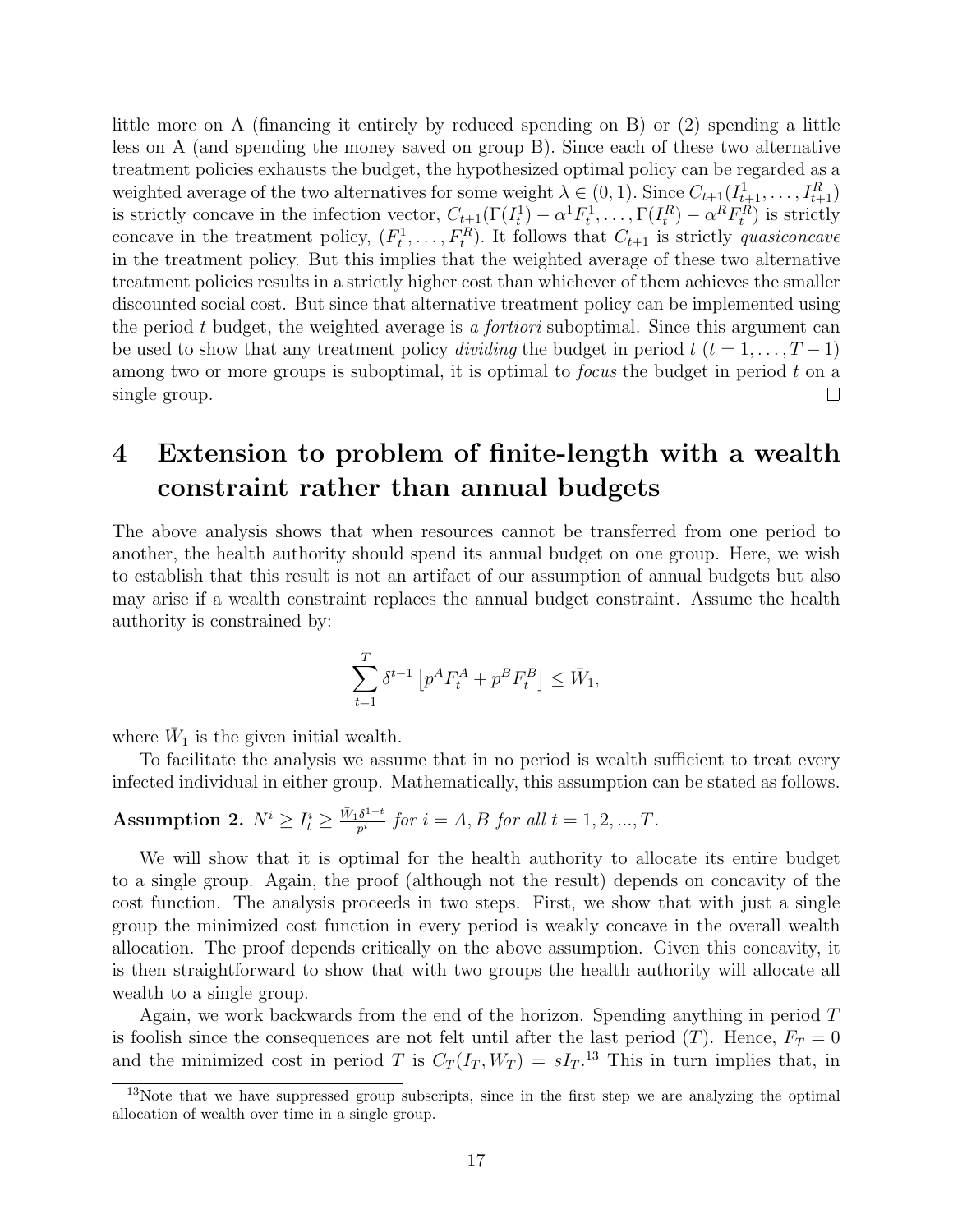little more on A (financing it entirely by reduced spending on B) or (2) spending a little less on A (and spending the money saved on group B). Since each of these two alternative treatment policies exhausts the budget, the hypothesized optimal policy can be regarded as a weighted average of the two alternatives for some weight $\lambda \in (0,1)$. Since $C_{t+1}(I^1_{t+1}, \ldots, I^R_{t+1})$ is strictly concave in the infection vector, $C_{t+1}(\Gamma(I^1_t) - \alpha^1 F^1_t, \ldots, \Gamma(I^R_t) - \alpha^R F^R_t)$ is strictly concave in the treatment policy, $(F^1_t, \ldots, F^R_t)$. It follows that $C_{t+1}$ is strictly *quasiconcave* in the treatment policy. But this implies that the weighted average of these two alternative treatment policies results in a strictly higher cost than whichever of them achieves the smaller discounted social cost. But since that alternative treatment policy can be implemented using the period $t$ budget, the weighted average is *a fortiori* suboptimal. Since this argument can be used to show that any treatment policy *dividing* the budget in period $t$ ($t = 1, \ldots, T-1$) among two or more groups is suboptimal, it is optimal to *focus* the budget in period $t$ on a single group. □

# 4 Extension to problem of finite-length with a wealth constraint rather than annual budgets

The above analysis shows that when resources cannot be transferred from one period to another, the health authority should spend its annual budget on one group. Here, we wish to establish that this result is not an artifact of our assumption of annual budgets but also may arise if a wealth constraint replaces the annual budget constraint. Assume the health authority is constrained by:

$$\sum_{t=1}^{T} \delta^{t-1} \left[ p^A F^A_t + p^B F^B_t \right] \leq \bar{W}_1,$$

where $\bar{W}_1$ is the given initial wealth.

To facilitate the analysis we assume that in no period is wealth sufficient to treat every infected individual in either group. Mathematically, this assumption can be stated as follows.

**Assumption 2.** *$N^i \geq I^i_t \geq \frac{\bar{W}_1 \delta^{1-t}}{p^i}$ for $i = A, B$ for all $t = 1, 2, ..., T$.*

We will show that it is optimal for the health authority to allocate its entire budget to a single group. Again, the proof (although not the result) depends on concavity of the cost function. The analysis proceeds in two steps. First, we show that with just a single group the minimized cost function in every period is weakly concave in the overall wealth allocation. The proof depends critically on the above assumption. Given this concavity, it is then straightforward to show that with two groups the health authority will allocate all wealth to a single group.

Again, we work backwards from the end of the horizon. Spending anything in period $T$ is foolish since the consequences are not felt until after the last period ($T$). Hence, $F_T = 0$ and the minimized cost in period $T$ is $C_T(I_T, W_T) = sI_T$.[13] This in turn implies that, in

[13] Note that we have suppressed group subscripts, since in the first step we are analyzing the optimal allocation of wealth over time in a single group.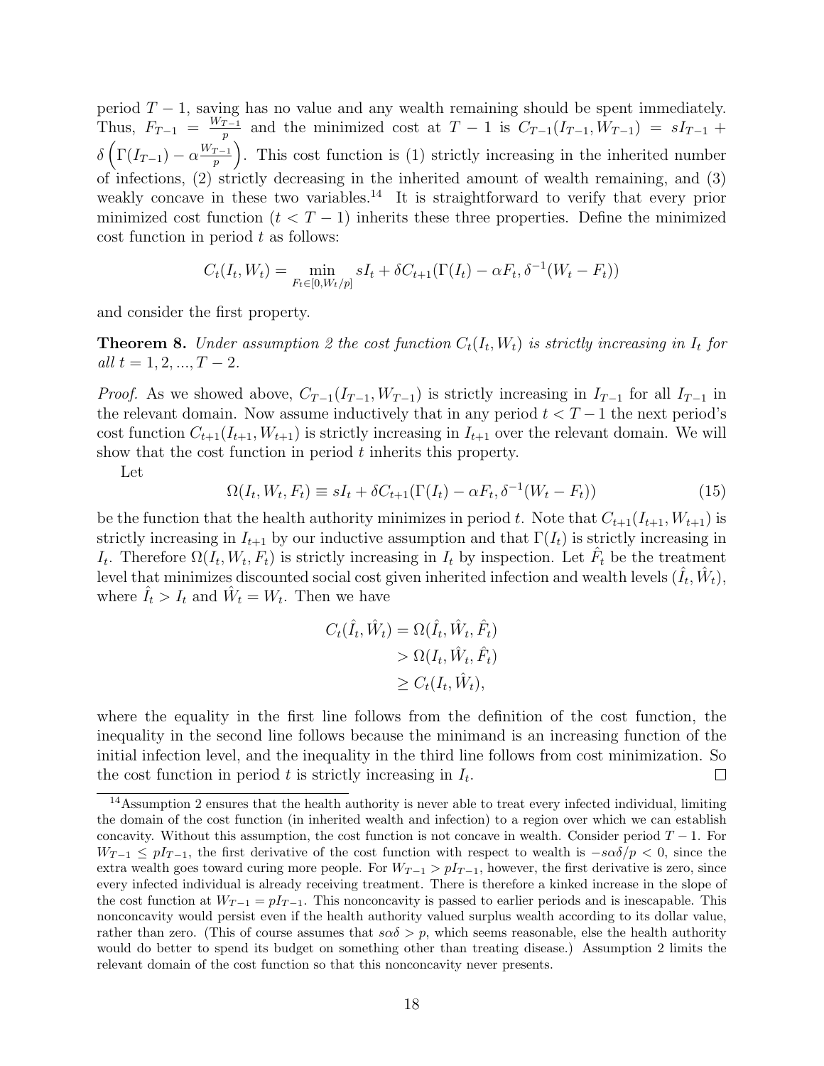period $T-1$, saving has no value and any wealth remaining should be spent immediately. Thus, $F_{T-1} = \frac{W_{T-1}}{p}$ and the minimized cost at $T-1$ is $C_{T-1}(I_{T-1}, W_{T-1}) = sI_{T-1} + \delta\left(\Gamma(I_{T-1}) - \alpha\frac{W_{T-1}}{p}\right)$. This cost function is (1) strictly increasing in the inherited number of infections, (2) strictly decreasing in the inherited amount of wealth remaining, and (3) weakly concave in these two variables.[14] It is straightforward to verify that every prior minimized cost function ($t < T-1$) inherits these three properties. Define the minimized cost function in period $t$ as follows:

$$C_t(I_t, W_t) = \min_{F_t \in [0, W_t/p]} sI_t + \delta C_{t+1}(\Gamma(I_t) - \alpha F_t, \delta^{-1}(W_t - F_t))$$

and consider the first property.

**Theorem 8.** *Under assumption 2 the cost function $C_t(I_t, W_t)$ is strictly increasing in $I_t$ for all $t = 1, 2, ..., T-2$.*

*Proof.* As we showed above, $C_{T-1}(I_{T-1}, W_{T-1})$ is strictly increasing in $I_{T-1}$ for all $I_{T-1}$ in the relevant domain. Now assume inductively that in any period $t < T-1$ the next period's cost function $C_{t+1}(I_{t+1}, W_{t+1})$ is strictly increasing in $I_{t+1}$ over the relevant domain. We will show that the cost function in period $t$ inherits this property.

Let

$$\Omega(I_t, W_t, F_t) \equiv sI_t + \delta C_{t+1}(\Gamma(I_t) - \alpha F_t, \delta^{-1}(W_t - F_t)) \tag{15}$$

be the function that the health authority minimizes in period $t$. Note that $C_{t+1}(I_{t+1}, W_{t+1})$ is strictly increasing in $I_{t+1}$ by our inductive assumption and that $\Gamma(I_t)$ is strictly increasing in $I_t$. Therefore $\Omega(I_t, W_t, F_t)$ is strictly increasing in $I_t$ by inspection. Let $\hat{F}_t$ be the treatment level that minimizes discounted social cost given inherited infection and wealth levels $(\hat{I}_t, \hat{W}_t)$, where $\hat{I}_t > I_t$ and $\hat{W}_t = W_t$. Then we have

$$\begin{aligned} C_t(\hat{I}_t, \hat{W}_t) &= \Omega(\hat{I}_t, \hat{W}_t, \hat{F}_t) \\ &> \Omega(I_t, \hat{W}_t, \hat{F}_t) \\ &\geq C_t(I_t, \hat{W}_t), \end{aligned}$$

where the equality in the first line follows from the definition of the cost function, the inequality in the second line follows because the minimand is an increasing function of the initial infection level, and the inequality in the third line follows from cost minimization. So the cost function in period $t$ is strictly increasing in $I_t$. $\square$

---

[14] Assumption 2 ensures that the health authority is never able to treat every infected individual, limiting the domain of the cost function (in inherited wealth and infection) to a region over which we can establish concavity. Without this assumption, the cost function is not concave in wealth. Consider period $T-1$. For $W_{T-1} \leq pI_{T-1}$, the first derivative of the cost function with respect to wealth is $-s\alpha\delta/p < 0$, since the extra wealth goes toward curing more people. For $W_{T-1} > pI_{T-1}$, however, the first derivative is zero, since every infected individual is already receiving treatment. There is therefore a kinked increase in the slope of the cost function at $W_{T-1} = pI_{T-1}$. This nonconcavity is passed to earlier periods and is inescapable. This nonconcavity would persist even if the health authority valued surplus wealth according to its dollar value, rather than zero. (This of course assumes that $s\alpha\delta > p$, which seems reasonable, else the health authority would do better to spend its budget on something other than treating disease.) Assumption 2 limits the relevant domain of the cost function so that this nonconcavity never presents.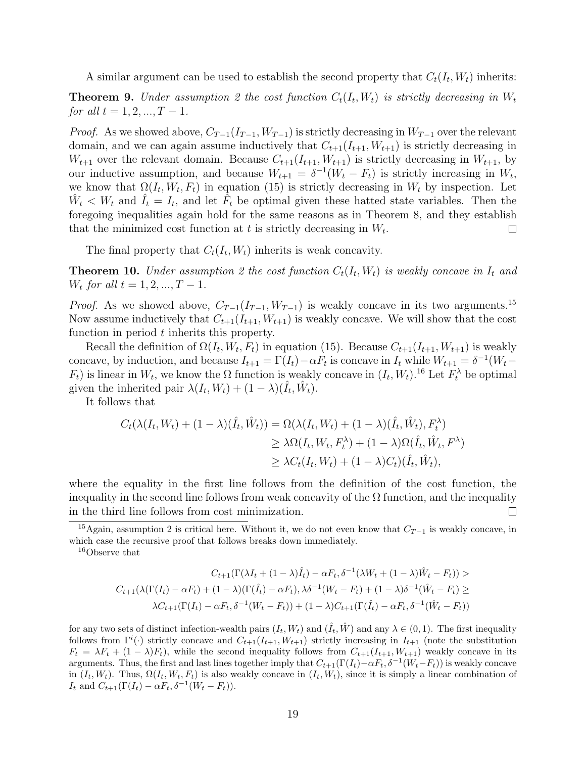A similar argument can be used to establish the second property that $C_t(I_t, W_t)$ inherits:

**Theorem 9.** *Under assumption 2 the cost function $C_t(I_t, W_t)$ is strictly decreasing in $W_t$ for all $t = 1, 2, ..., T-1$.*

*Proof.* As we showed above, $C_{T-1}(I_{T-1}, W_{T-1})$ is strictly decreasing in $W_{T-1}$ over the relevant domain, and we can again assume inductively that $C_{t+1}(I_{t+1}, W_{t+1})$ is strictly decreasing in $W_{t+1}$ over the relevant domain. Because $C_{t+1}(I_{t+1}, W_{t+1})$ is strictly decreasing in $W_{t+1}$, by our inductive assumption, and because $W_{t+1} = \delta^{-1}(W_t - F_t)$ is strictly increasing in $W_t$, we know that $\Omega(I_t, W_t, F_t)$ in equation (15) is strictly decreasing in $W_t$ by inspection. Let $\hat{W}_t < W_t$ and $\hat{I}_t = I_t$, and let $\hat{F}_t$ be optimal given these hatted state variables. Then the foregoing inequalities again hold for the same reasons as in Theorem 8, and they establish that the minimized cost function at $t$ is strictly decreasing in $W_t$. ∎

The final property that $C_t(I_t, W_t)$ inherits is weak concavity.

**Theorem 10.** *Under assumption 2 the cost function $C_t(I_t, W_t)$ is weakly concave in $I_t$ and $W_t$ for all $t = 1, 2, ..., T-1$.*

*Proof.* As we showed above, $C_{T-1}(I_{T-1}, W_{T-1})$ is weakly concave in its two arguments.[15] Now assume inductively that $C_{t+1}(I_{t+1}, W_{t+1})$ is weakly concave. We will show that the cost function in period $t$ inherits this property.

Recall the definition of $\Omega(I_t, W_t, F_t)$ in equation (15). Because $C_{t+1}(I_{t+1}, W_{t+1})$ is weakly concave, by induction, and because $I_{t+1} = \Gamma(I_t) - \alpha F_t$ is concave in $I_t$ while $W_{t+1} = \delta^{-1}(W_t - F_t)$ is linear in $W_t$, we know the $\Omega$ function is weakly concave in $(I_t, W_t)$.[16] Let $F_t^\lambda$ be optimal given the inherited pair $\lambda(I_t, W_t) + (1-\lambda)(\hat{I}_t, \hat{W}_t)$.

It follows that

$$
\begin{aligned}
C_t(\lambda(I_t, W_t) + (1-\lambda)(\hat{I}_t, \hat{W}_t)) &= \Omega(\lambda(I_t, W_t) + (1-\lambda)(\hat{I}_t, \hat{W}_t), F_t^\lambda) \\
&\geq \lambda \Omega(I_t, W_t, F_t^\lambda) + (1-\lambda)\Omega(\hat{I}_t, \hat{W}_t, F^\lambda) \\
&\geq \lambda C_t(I_t, W_t) + (1-\lambda) C_t)(\hat{I}_t, \hat{W}_t),
\end{aligned}
$$

where the equality in the first line follows from the definition of the cost function, the inequality in the second line follows from weak concavity of the $\Omega$ function, and the inequality in the third line follows from cost minimization. ∎

[15] Again, assumption 2 is critical here. Without it, we do not even know that $C_{T-1}$ is weakly concave, in which case the recursive proof that follows breaks down immediately.

[16] Observe that

$$
\begin{aligned}
C_{t+1}(\Gamma(\lambda I_t + (1-\lambda)\hat{I}_t) - \alpha F_t, \delta^{-1}(\lambda W_t + (1-\lambda)\hat{W}_t - F_t)) &> \\
C_{t+1}(\lambda(\Gamma(I_t) - \alpha F_t) + (1-\lambda)(\Gamma(\hat{I}_t) - \alpha F_t), \lambda\delta^{-1}(W_t - F_t) + (1-\lambda)\delta^{-1}(\hat{W}_t - F_t) &\geq \\
\lambda C_{t+1}(\Gamma(I_t) - \alpha F_t, \delta^{-1}(W_t - F_t)) + (1-\lambda) C_{t+1}(\Gamma(\hat{I}_t) - \alpha F_t, \delta^{-1}(\hat{W}_t - F_t))&
\end{aligned}
$$

for any two sets of distinct infection-wealth pairs $(I_t, W_t)$ and $(\hat{I}_t, \hat{W})$ and any $\lambda \in (0,1)$. The first inequality follows from $\Gamma^i(\cdot)$ strictly concave and $C_{t+1}(I_{t+1}, W_{t+1})$ strictly increasing in $I_{t+1}$ (note the substitution $F_t = \lambda F_t + (1-\lambda)F_t$), while the second inequality follows from $C_{t+1}(I_{t+1}, W_{t+1})$ weakly concave in its arguments. Thus, the first and last lines together imply that $C_{t+1}(\Gamma(I_t) - \alpha F_t, \delta^{-1}(W_t - F_t))$ is weakly concave in $(I_t, W_t)$. Thus, $\Omega(I_t, W_t, F_t)$ is also weakly concave in $(I_t, W_t)$, since it is simply a linear combination of $I_t$ and $C_{t+1}(\Gamma(I_t) - \alpha F_t, \delta^{-1}(W_t - F_t))$.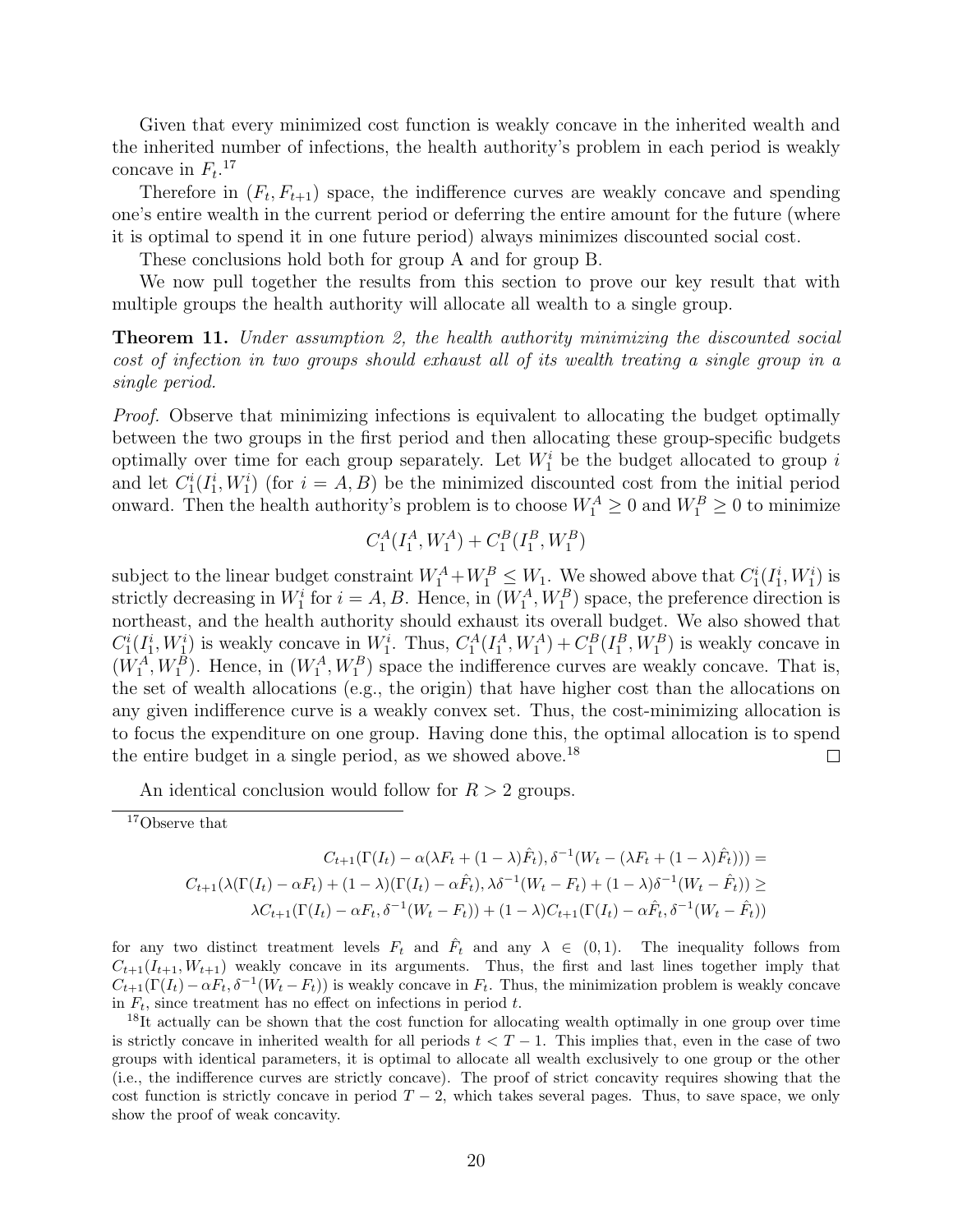Given that every minimized cost function is weakly concave in the inherited wealth and the inherited number of infections, the health authority's problem in each period is weakly concave in $F_t$.[17]

Therefore in $(F_t, F_{t+1})$ space, the indifference curves are weakly concave and spending one's entire wealth in the current period or deferring the entire amount for the future (where it is optimal to spend it in one future period) always minimizes discounted social cost.

These conclusions hold both for group A and for group B.

We now pull together the results from this section to prove our key result that with multiple groups the health authority will allocate all wealth to a single group.

**Theorem 11.** *Under assumption 2, the health authority minimizing the discounted social cost of infection in two groups should exhaust all of its wealth treating a single group in a single period.*

*Proof.* Observe that minimizing infections is equivalent to allocating the budget optimally between the two groups in the first period and then allocating these group-specific budgets optimally over time for each group separately. Let $W_1^i$ be the budget allocated to group $i$ and let $C_1^i(I_1^i, W_1^i)$ (for $i = A, B$) be the minimized discounted cost from the initial period onward. Then the health authority's problem is to choose $W_1^A \geq 0$ and $W_1^B \geq 0$ to minimize

$$C_1^A(I_1^A, W_1^A) + C_1^B(I_1^B, W_1^B)$$

subject to the linear budget constraint $W_1^A + W_1^B \leq W_1$. We showed above that $C_1^i(I_1^i, W_1^i)$ is strictly decreasing in $W_1^i$ for $i = A, B$. Hence, in $(W_1^A, W_1^B)$ space, the preference direction is northeast, and the health authority should exhaust its overall budget. We also showed that $C_1^i(I_1^i, W_1^i)$ is weakly concave in $W_1^i$. Thus, $C_1^A(I_1^A, W_1^A) + C_1^B(I_1^B, W_1^B)$ is weakly concave in $(W_1^A, W_1^B)$. Hence, in $(W_1^A, W_1^B)$ space the indifference curves are weakly concave. That is, the set of wealth allocations (e.g., the origin) that have higher cost than the allocations on any given indifference curve is a weakly convex set. Thus, the cost-minimizing allocation is to focus the expenditure on one group. Having done this, the optimal allocation is to spend the entire budget in a single period, as we showed above.[18] $\square$

An identical conclusion would follow for $R > 2$ groups.

---

[17] Observe that

$$\begin{aligned}
C_{t+1}(\Gamma(I_t) - \alpha(\lambda F_t + (1-\lambda)\hat{F}_t), \delta^{-1}(W_t - (\lambda F_t + (1-\lambda)\hat{F}_t))) = \\
C_{t+1}(\lambda(\Gamma(I_t) - \alpha F_t) + (1-\lambda)(\Gamma(I_t) - \alpha \hat{F}_t), \lambda\delta^{-1}(W_t - F_t) + (1-\lambda)\delta^{-1}(W_t - \hat{F}_t)) \geq \\
\lambda C_{t+1}(\Gamma(I_t) - \alpha F_t, \delta^{-1}(W_t - F_t)) + (1-\lambda) C_{t+1}(\Gamma(I_t) - \alpha \hat{F}_t, \delta^{-1}(W_t - \hat{F}_t))
\end{aligned}$$

for any two distinct treatment levels $F_t$ and $\hat{F}_t$ and any $\lambda \in (0,1)$. The inequality follows from $C_{t+1}(I_{t+1}, W_{t+1})$ weakly concave in its arguments. Thus, the first and last lines together imply that $C_{t+1}(\Gamma(I_t) - \alpha F_t, \delta^{-1}(W_t - F_t))$ is weakly concave in $F_t$. Thus, the minimization problem is weakly concave in $F_t$, since treatment has no effect on infections in period $t$.

[18] It actually can be shown that the cost function for allocating wealth optimally in one group over time is strictly concave in inherited wealth for all periods $t < T - 1$. This implies that, even in the case of two groups with identical parameters, it is optimal to allocate all wealth exclusively to one group or the other (i.e., the indifference curves are strictly concave). The proof of strict concavity requires showing that the cost function is strictly concave in period $T - 2$, which takes several pages. Thus, to save space, we only show the proof of weak concavity.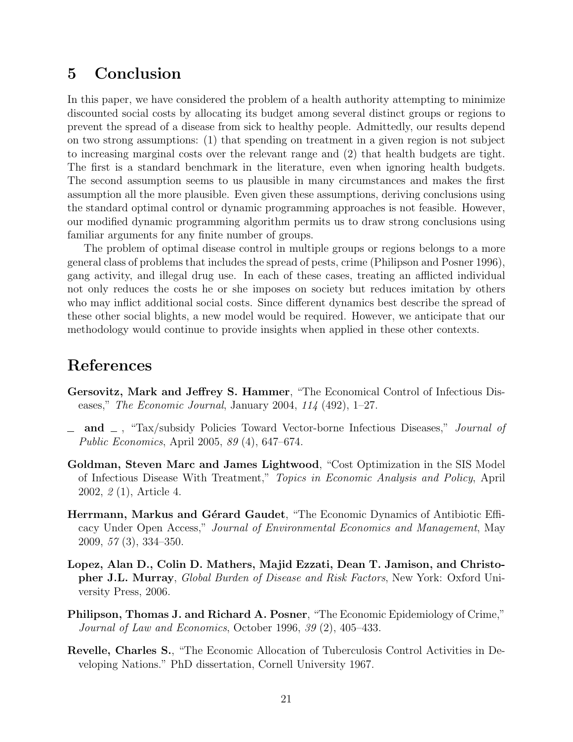## 5 Conclusion

In this paper, we have considered the problem of a health authority attempting to minimize discounted social costs by allocating its budget among several distinct groups or regions to prevent the spread of a disease from sick to healthy people. Admittedly, our results depend on two strong assumptions: (1) that spending on treatment in a given region is not subject to increasing marginal costs over the relevant range and (2) that health budgets are tight. The first is a standard benchmark in the literature, even when ignoring health budgets. The second assumption seems to us plausible in many circumstances and makes the first assumption all the more plausible. Even given these assumptions, deriving conclusions using the standard optimal control or dynamic programming approaches is not feasible. However, our modified dynamic programming algorithm permits us to draw strong conclusions using familiar arguments for any finite number of groups.

The problem of optimal disease control in multiple groups or regions belongs to a more general class of problems that includes the spread of pests, crime (Philipson and Posner 1996), gang activity, and illegal drug use. In each of these cases, treating an afflicted individual not only reduces the costs he or she imposes on society but reduces imitation by others who may inflict additional social costs. Since different dynamics best describe the spread of these other social blights, a new model would be required. However, we anticipate that our methodology would continue to provide insights when applied in these other contexts.

# References

**Gersovitz, Mark and Jeffrey S. Hammer**, "The Economical Control of Infectious Diseases," *The Economic Journal*, January 2004, *114* (492), 1–27.

**_ and _** , "Tax/subsidy Policies Toward Vector-borne Infectious Diseases," *Journal of Public Economics*, April 2005, *89* (4), 647–674.

**Goldman, Steven Marc and James Lightwood**, "Cost Optimization in the SIS Model of Infectious Disease With Treatment," *Topics in Economic Analysis and Policy*, April 2002, *2* (1), Article 4.

**Herrmann, Markus and Gérard Gaudet**, "The Economic Dynamics of Antibiotic Efficacy Under Open Access," *Journal of Environmental Economics and Management*, May 2009, *57* (3), 334–350.

**Lopez, Alan D., Colin D. Mathers, Majid Ezzati, Dean T. Jamison, and Christopher J.L. Murray**, *Global Burden of Disease and Risk Factors*, New York: Oxford University Press, 2006.

**Philipson, Thomas J. and Richard A. Posner**, "The Economic Epidemiology of Crime," *Journal of Law and Economics*, October 1996, *39* (2), 405–433.

**Revelle, Charles S.**, "The Economic Allocation of Tuberculosis Control Activities in Developing Nations." PhD dissertation, Cornell University 1967.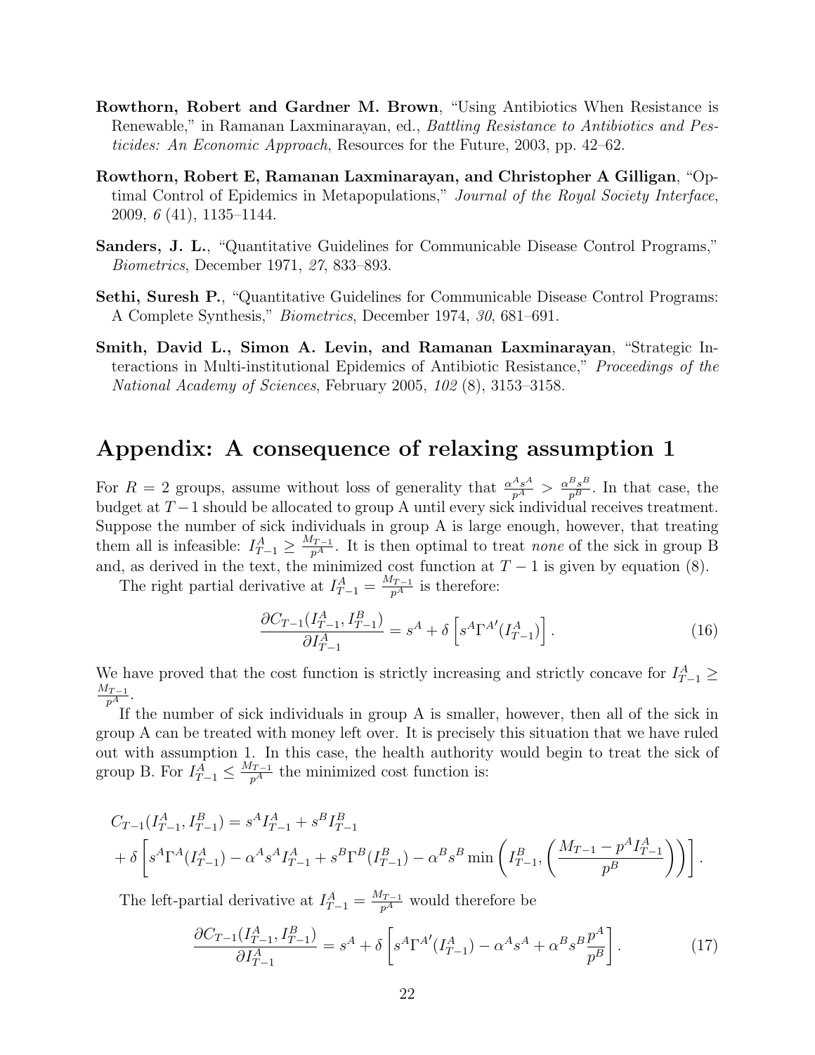**Rowthorn, Robert and Gardner M. Brown**, "Using Antibiotics When Resistance is Renewable," in Ramanan Laxminarayan, ed., *Battling Resistance to Antibiotics and Pesticides: An Economic Approach*, Resources for the Future, 2003, pp. 42–62.

**Rowthorn, Robert E, Ramanan Laxminarayan, and Christopher A Gilligan**, "Optimal Control of Epidemics in Metapopulations," *Journal of the Royal Society Interface*, 2009, *6* (41), 1135–1144.

**Sanders, J. L.**, "Quantitative Guidelines for Communicable Disease Control Programs," *Biometrics*, December 1971, *27*, 833–893.

**Sethi, Suresh P.**, "Quantitative Guidelines for Communicable Disease Control Programs: A Complete Synthesis," *Biometrics*, December 1974, *30*, 681–691.

**Smith, David L., Simon A. Levin, and Ramanan Laxminarayan**, "Strategic Interactions in Multi-institutional Epidemics of Antibiotic Resistance," *Proceedings of the National Academy of Sciences*, February 2005, *102* (8), 3153–3158.

# Appendix: A consequence of relaxing assumption 1

For $R = 2$ groups, assume without loss of generality that $\frac{\alpha^A s^A}{p^A} > \frac{\alpha^B s^B}{p^B}$. In that case, the budget at $T-1$ should be allocated to group A until every sick individual receives treatment. Suppose the number of sick individuals in group A is large enough, however, that treating them all is infeasible: $I^A_{T-1} \geq \frac{M_{T-1}}{p^A}$. It is then optimal to treat *none* of the sick in group B and, as derived in the text, the minimized cost function at $T-1$ is given by equation (8).

The right partial derivative at $I^A_{T-1} = \frac{M_{T-1}}{p^A}$ is therefore:

$$\frac{\partial C_{T-1}(I^A_{T-1}, I^B_{T-1})}{\partial I^A_{T-1}} = s^A + \delta \left[ s^A \Gamma^{A\prime}(I^A_{T-1}) \right]. \tag{16}$$

We have proved that the cost function is strictly increasing and strictly concave for $I^A_{T-1} \geq \frac{M_{T-1}}{p^A}$.

If the number of sick individuals in group A is smaller, however, then all of the sick in group A can be treated with money left over. It is precisely this situation that we have ruled out with assumption 1. In this case, the health authority would begin to treat the sick of group B. For $I^A_{T-1} \leq \frac{M_{T-1}}{p^A}$ the minimized cost function is:

$$\begin{aligned}
&C_{T-1}(I^A_{T-1}, I^B_{T-1}) = s^A I^A_{T-1} + s^B I^B_{T-1} \\
&+ \delta \left[ s^A \Gamma^A(I^A_{T-1}) - \alpha^A s^A I^A_{T-1} + s^B \Gamma^B(I^B_{T-1}) - \alpha^B s^B \min\left( I^B_{T-1}, \left( \frac{M_{T-1} - p^A I^A_{T-1}}{p^B} \right) \right) \right].
\end{aligned}$$

The left-partial derivative at $I^A_{T-1} = \frac{M_{T-1}}{p^A}$ would therefore be

$$\frac{\partial C_{T-1}(I^A_{T-1}, I^B_{T-1})}{\partial I^A_{T-1}} = s^A + \delta \left[ s^A \Gamma^{A\prime}(I^A_{T-1}) - \alpha^A s^A + \alpha^B s^B \frac{p^A}{p^B} \right]. \tag{17}$$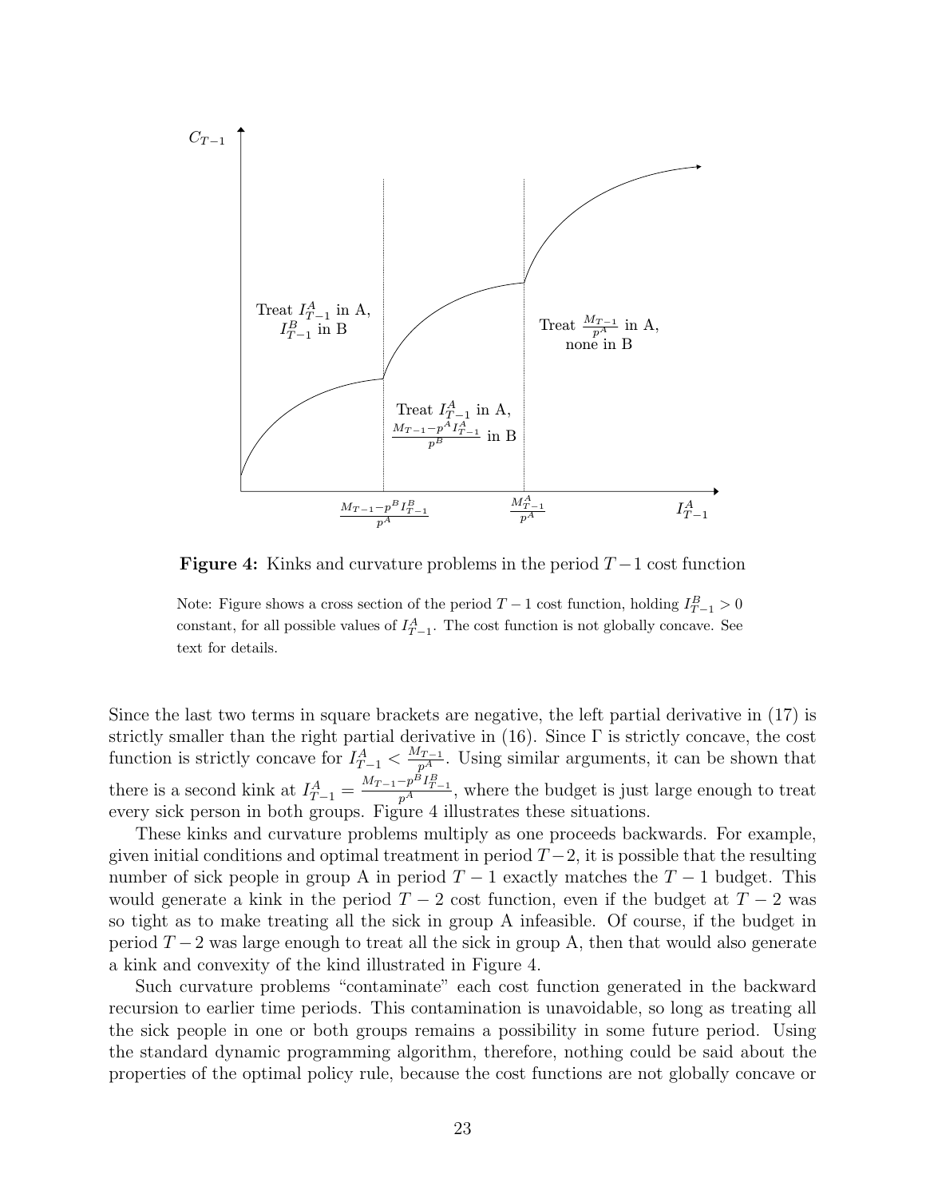**Figure 4:** Kinks and curvature problems in the period $T-1$ cost function

Note: Figure shows a cross section of the period $T-1$ cost function, holding $I^B_{T-1} > 0$ constant, for all possible values of $I^A_{T-1}$. The cost function is not globally concave. See text for details.

Since the last two terms in square brackets are negative, the left partial derivative in (17) is strictly smaller than the right partial derivative in (16). Since $\Gamma$ is strictly concave, the cost function is strictly concave for $I^A_{T-1} < \frac{M_{T-1}}{p^A}$. Using similar arguments, it can be shown that there is a second kink at $I^A_{T-1} = \frac{M_{T-1}-p^B I^B_{T-1}}{p^A}$, where the budget is just large enough to treat every sick person in both groups. Figure 4 illustrates these situations.

These kinks and curvature problems multiply as one proceeds backwards. For example, given initial conditions and optimal treatment in period $T-2$, it is possible that the resulting number of sick people in group A in period $T-1$ exactly matches the $T-1$ budget. This would generate a kink in the period $T-2$ cost function, even if the budget at $T-2$ was so tight as to make treating all the sick in group A infeasible. Of course, if the budget in period $T-2$ was large enough to treat all the sick in group A, then that would also generate a kink and convexity of the kind illustrated in Figure 4.

Such curvature problems "contaminate" each cost function generated in the backward recursion to earlier time periods. This contamination is unavoidable, so long as treating all the sick people in one or both groups remains a possibility in some future period. Using the standard dynamic programming algorithm, therefore, nothing could be said about the properties of the optimal policy rule, because the cost functions are not globally concave or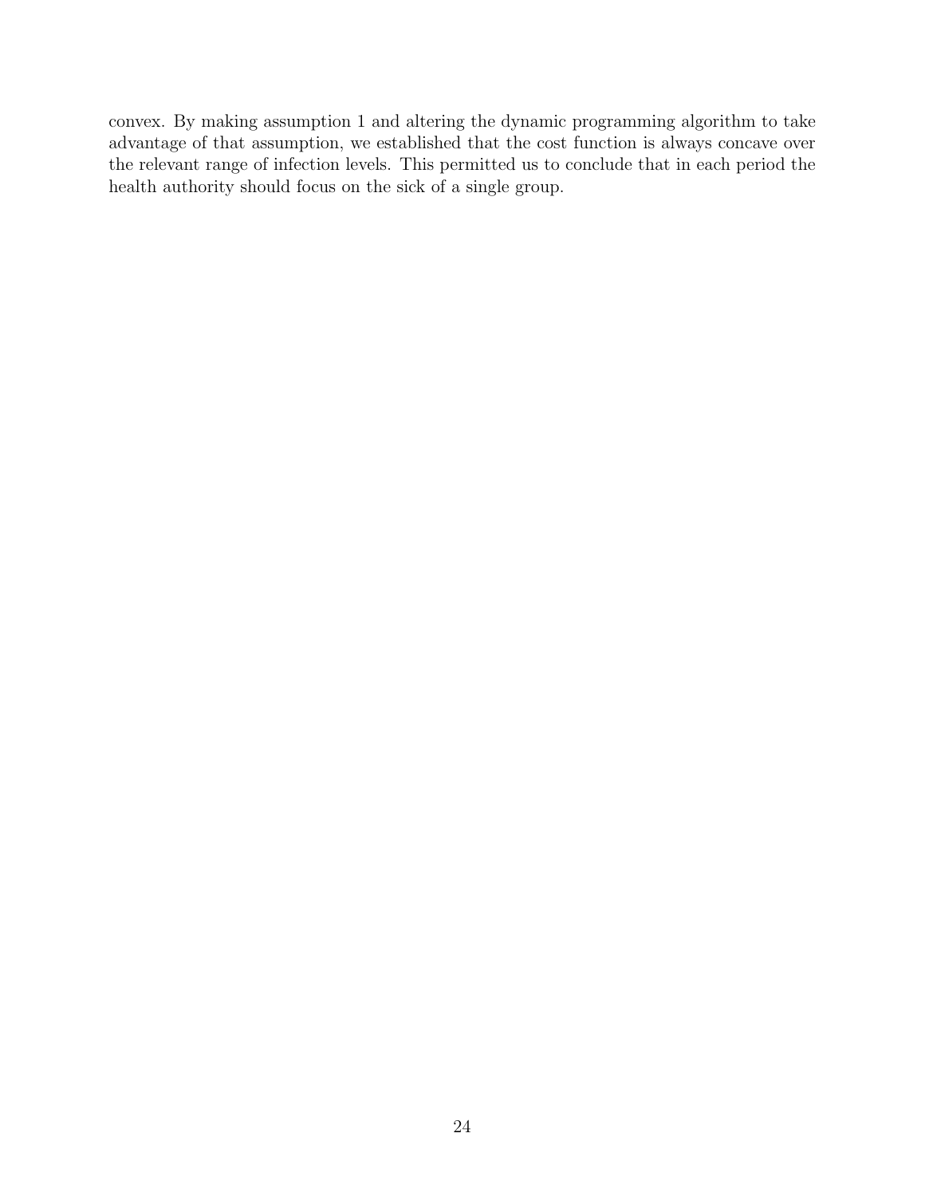convex. By making assumption 1 and altering the dynamic programming algorithm to take advantage of that assumption, we established that the cost function is always concave over the relevant range of infection levels. This permitted us to conclude that in each period the health authority should focus on the sick of a single group.